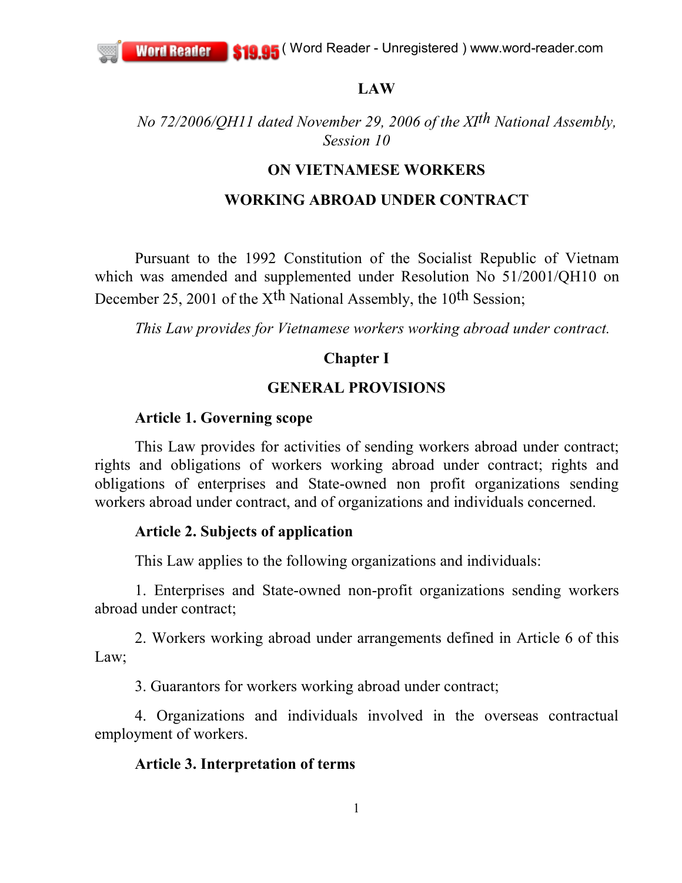# LAW

*No 72/2006/QH11 dated November 29, 2006 of the XIth National Assembly, Session 10*

## ON VIETNAMESE WORKERS WORKING ABROAD UNDER CONTRACT

Pursuant to the 1992 Constitution of the Socialist Republic of Vietnam which was amended and supplemented under Resolution No 51/2001/QH10 on December 25, 2001 of the Xth National Assembly, the 10th Session;

*This Law provides for Vietnamese workers working abroad under contract.*

## Chapter I

## GENERAL PROVISIONS

### Article 1. Governing scope

This Law provides for activities of sending workers abroad under contract; rights and obligations of workers working abroad under contract; rights and obligations of enterprises and State-owned non profit organizations sending workers abroad under contract, and of organizations and individuals concerned.

### Article 2. Subjects of application

This Law applies to the following organizations and individuals:

1. Enterprises and State-owned non-profit organizations sending workers abroad under contract;

2. Workers working abroad under arrangements defined in Article 6 of this Law;

3. Guarantors for workers working abroad under contract;

4. Organizations and individuals involved in the overseas contractual employment of workers.

### Article 3. Interpretation of terms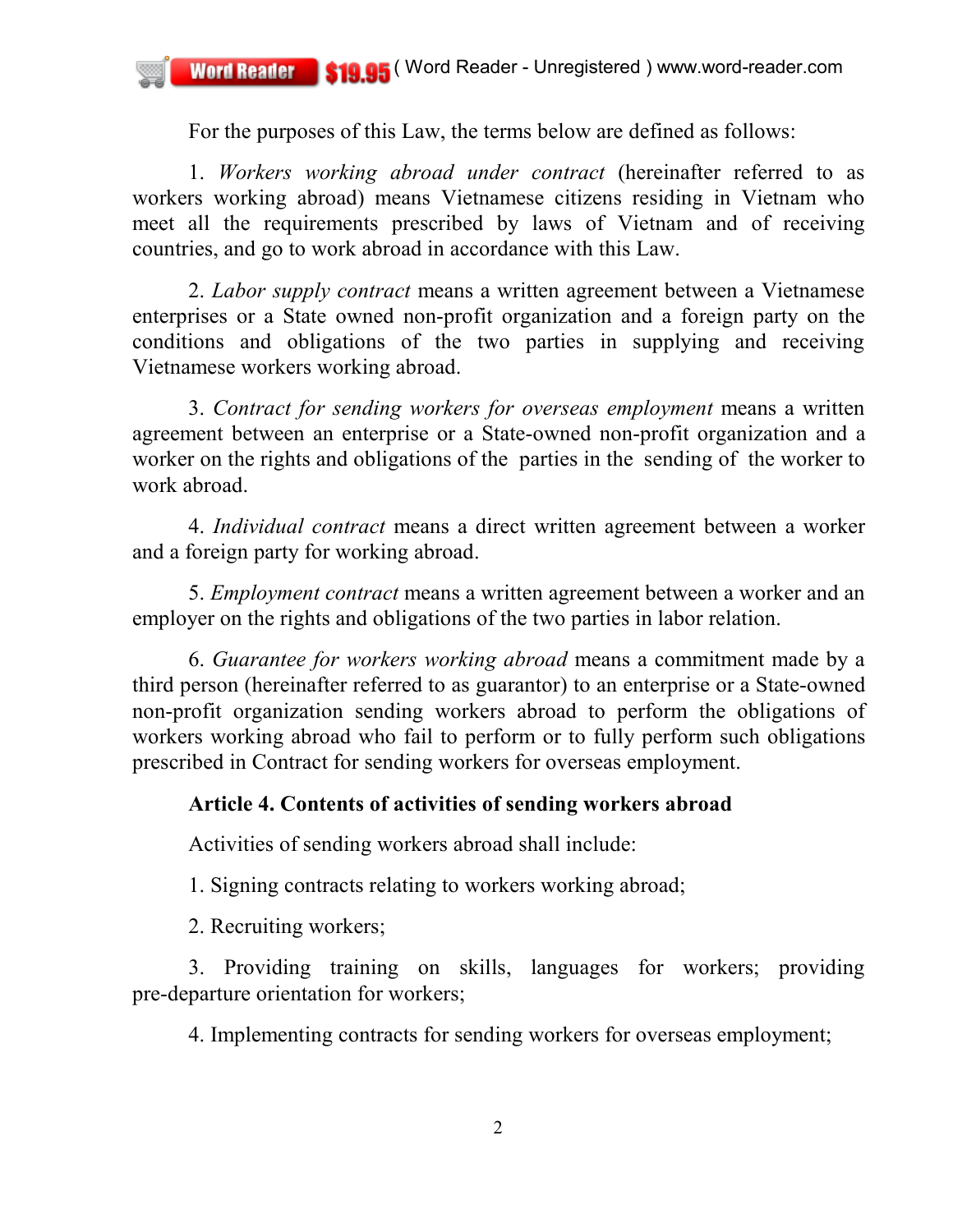For the purposes of this Law, the terms below are defined as follows:

1. *Workers working abroad under contract* (hereinafter referred to as workers working abroad) means Vietnamese citizens residing in Vietnam who meet all the requirements prescribed by laws of Vietnam and of receiving countries, and go to work abroad in accordance with this Law.

2. *Labor supply contract* means a written agreement between a Vietnamese enterprises or a State owned non-profit organization and a foreign party on the conditions and obligations of the two parties in supplying and receiving Vietnamese workers working abroad.

3. *Contract for sending workers for overseas employment* means a written agreement between an enterprise or a State-owned non-profit organization and a worker on the rights and obligations of the parties in the sending of the worker to work abroad.

4. *Individual contract* means a direct written agreement between a worker and a foreign party for working abroad.

5. *Employment contract* means a written agreement between a worker and an employer on the rights and obligations of the two parties in labor relation.

6. *Guarantee for workers working abroad* means a commitment made by a third person (hereinafter referred to as guarantor) to an enterprise or a State-owned non-profit organization sending workers abroad to perform the obligations of workers working abroad who fail to perform or to fully perform such obligations prescribed in Contract for sending workers for overseas employment.

**Article 4. Contents of activities of sending workers abroad**

Activities of sending workers abroad shall include:

1. Signing contracts relating to workers working abroad;

2. Recruiting workers;

3. Providing training on skills, languages for workers; providing pre-departure orientation for workers;

4. Implementing contracts for sending workers for overseas employment;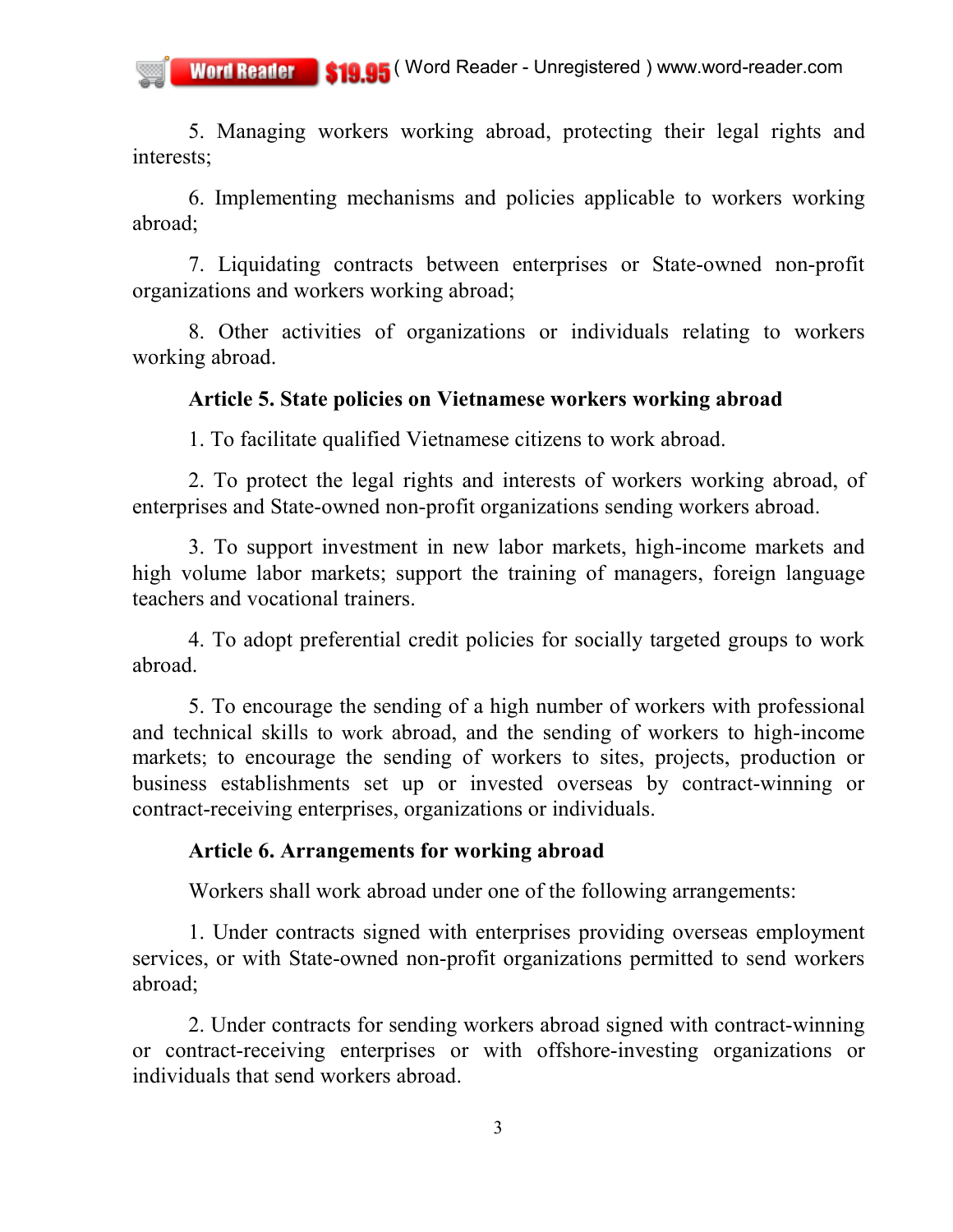5. Managing workers working abroad, protecting their legal rights and interests;

6. Implementing mechanisms and policies applicable to workers working abroad;

7. Liquidating contracts between enterprises or State-owned non-profit organizations and workers working abroad;

8. Other activities of organizations or individuals relating to workers working abroad.

**Article 5. State policies on Vietnamese workers working abroad**

1. To facilitate qualified Vietnamese citizens to work abroad.

2. To protect the legal rights and interests of workers working abroad, of enterprises and State-owned non-profit organizations sending workers abroad.

3. To support investment in new labor markets, high-income markets and high volume labor markets; support the training of managers, foreign language teachers and vocational trainers.

4. To adopt preferential credit policies for socially targeted groups to work abroad.

5. To encourage the sending of a high number of workers with professional and technical skills to work abroad, and the sending of workers to high-income markets; to encourage the sending of workers to sites, projects, production or business establishments set up or invested overseas by contract-winning or contract-receiving enterprises, organizations or individuals.

**Article 6. Arrangements for working abroad**

Workers shall work abroad under one of the following arrangements:

1. Under contracts signed with enterprises providing overseas employment services, or with State-owned non-profit organizations permitted to send workers abroad;

2. Under contracts for sending workers abroad signed with contract-winning or contract-receiving enterprises or with offshore-investing organizations or individuals that send workers abroad.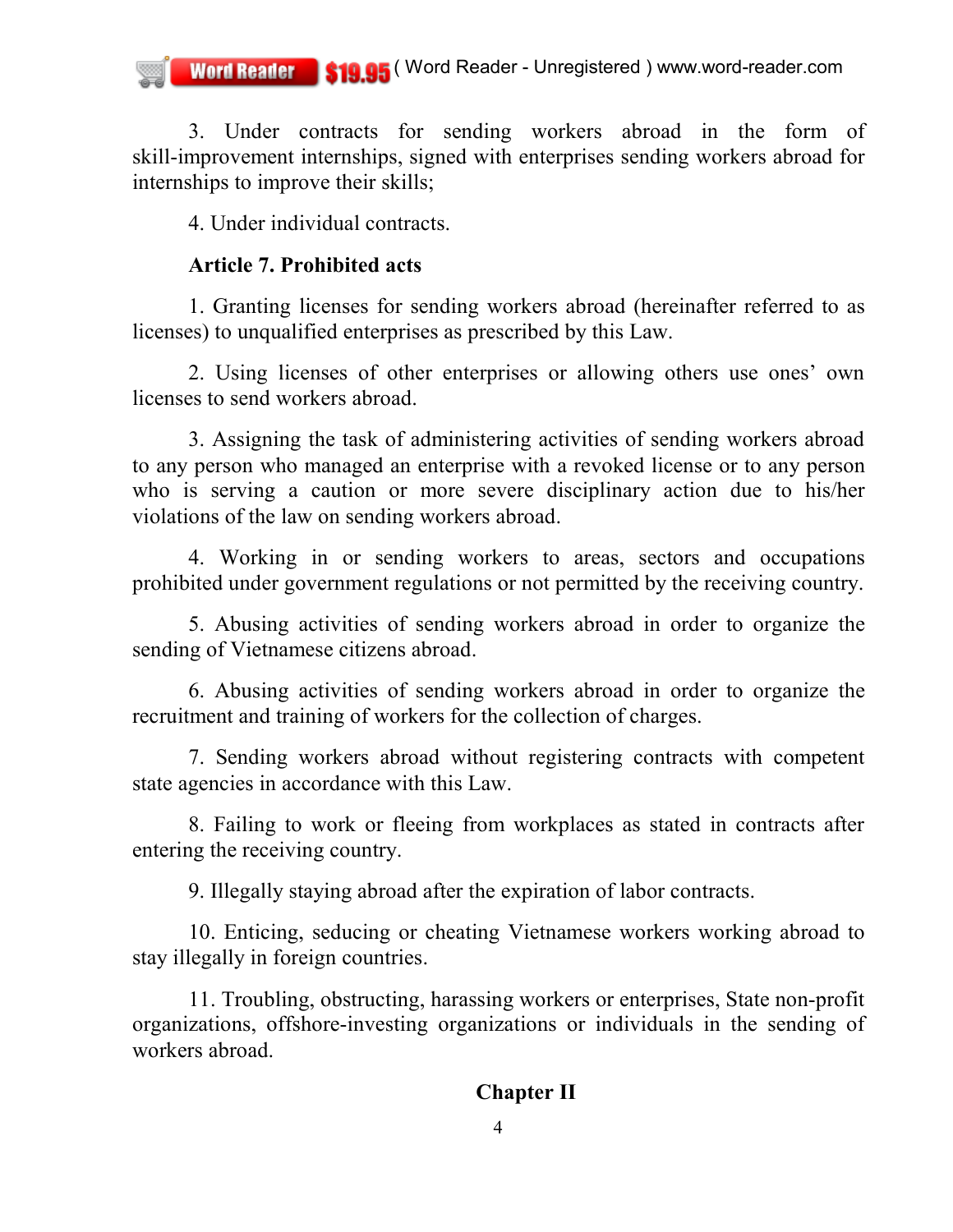3. Under contracts for sending workers abroad in the form of skill-improvement internships, signed with enterprises sending workers abroad for internships to improve their skills;

4. Under individual contracts.

**Article 7. Prohibited acts**

1. Granting licenses for sending workers abroad (hereinafter referred to as licenses) to unqualified enterprises as prescribed by this Law.

2. Using licenses of other enterprises or allowing others use ones' own licenses to send workers abroad.

3. Assigning the task of administering activities of sending workers abroad to any person who managed an enterprise with a revoked license or to any person who is serving a caution or more severe disciplinary action due to his/her violations of the law on sending workers abroad.

4. Working in or sending workers to areas, sectors and occupations prohibited under government regulations or not permitted by the receiving country.

5. Abusing activities of sending workers abroad in order to organize the sending of Vietnamese citizens abroad.

6. Abusing activities of sending workers abroad in order to organize the recruitment and training of workers for the collection of charges.

7. Sending workers abroad without registering contracts with competent state agencies in accordance with this Law.

8. Failing to work or fleeing from workplaces as stated in contracts after entering the receiving country.

9. Illegally staying abroad after the expiration of labor contracts.

10. Enticing, seducing or cheating Vietnamese workers working abroad to stay illegally in foreign countries.

11. Troubling, obstructing, harassing workers or enterprises, State non-profit organizations, offshore-investing organizations or individuals in the sending of workers abroad.

## Chapter II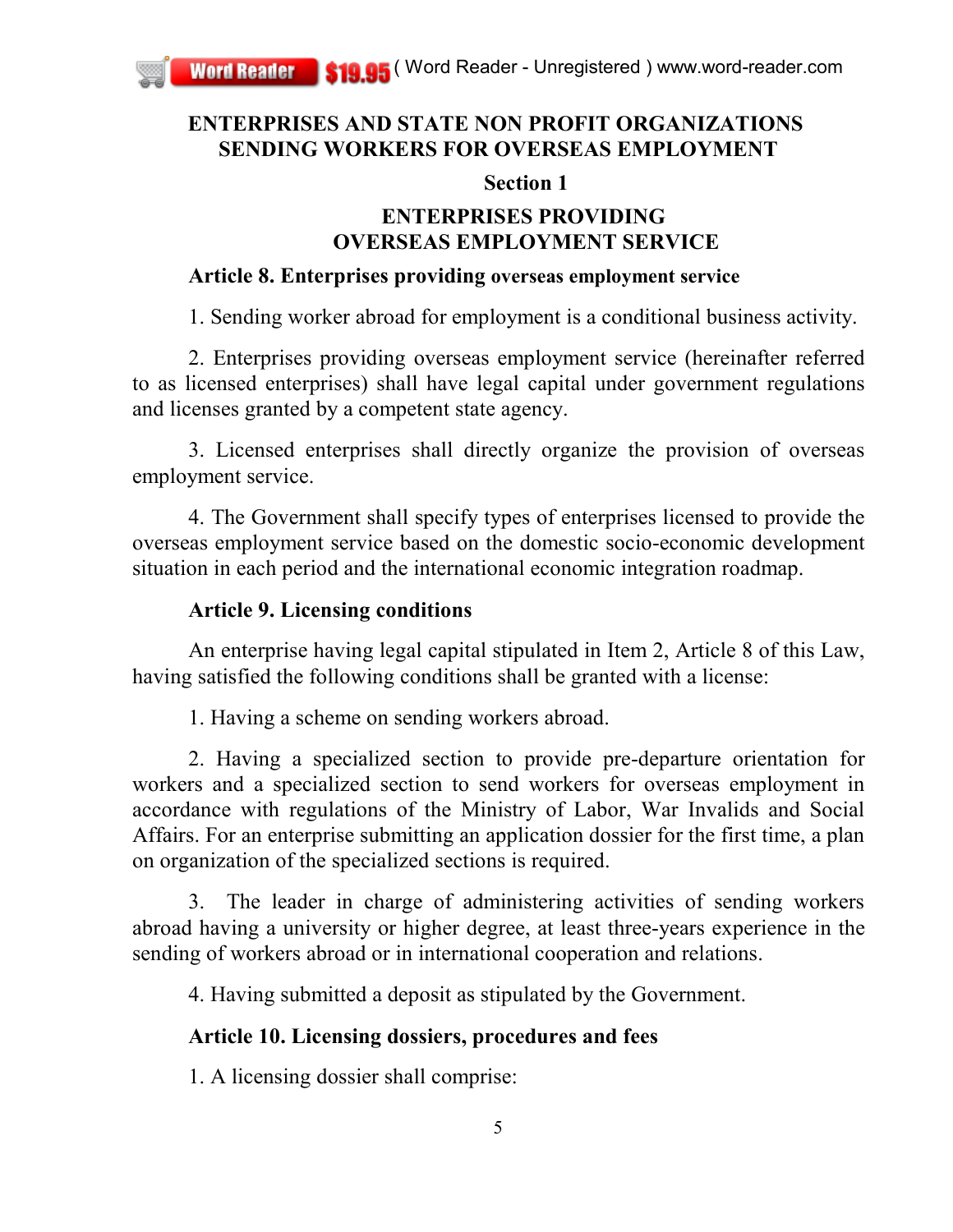## ENTERPRISES AND STATE NON PROFIT ORGANIZATIONS SENDING WORKERS FOR OVERSEAS EMPLOYMENT

### Section 1

### ENTERPRISES PROVIDING OVERSEAS EMPLOYMENT SERVICE

**Article 8. Enterprises providing overseas employment service**

1. Sending worker abroad for employment is a conditional business activity.

2. Enterprises providing overseas employment service (hereinafter referred to as licensed enterprises) shall have legal capital under government regulations and licenses granted by a competent state agency.

3. Licensed enterprises shall directly organize the provision of overseas employment service.

4. The Government shall specify types of enterprises licensed to provide the overseas employment service based on the domestic socio-economic development situation in each period and the international economic integration roadmap.

**Article 9. Licensing conditions**

An enterprise having legal capital stipulated in Item 2, Article 8 of this Law, having satisfied the following conditions shall be granted with a license:

1. Having a scheme on sending workers abroad.

2. Having a specialized section to provide pre-departure orientation for workers and a specialized section to send workers for overseas employment in accordance with regulations of the Ministry of Labor, War Invalids and Social Affairs. For an enterprise submitting an application dossier for the first time, a plan on organization of the specialized sections is required.

3. The leader in charge of administering activities of sending workers abroad having a university or higher degree, at least three-years experience in the sending of workers abroad or in international cooperation and relations.

4. Having submitted a deposit as stipulated by the Government.

**Article 10. Licensing dossiers, procedures and fees**

1. A licensing dossier shall comprise: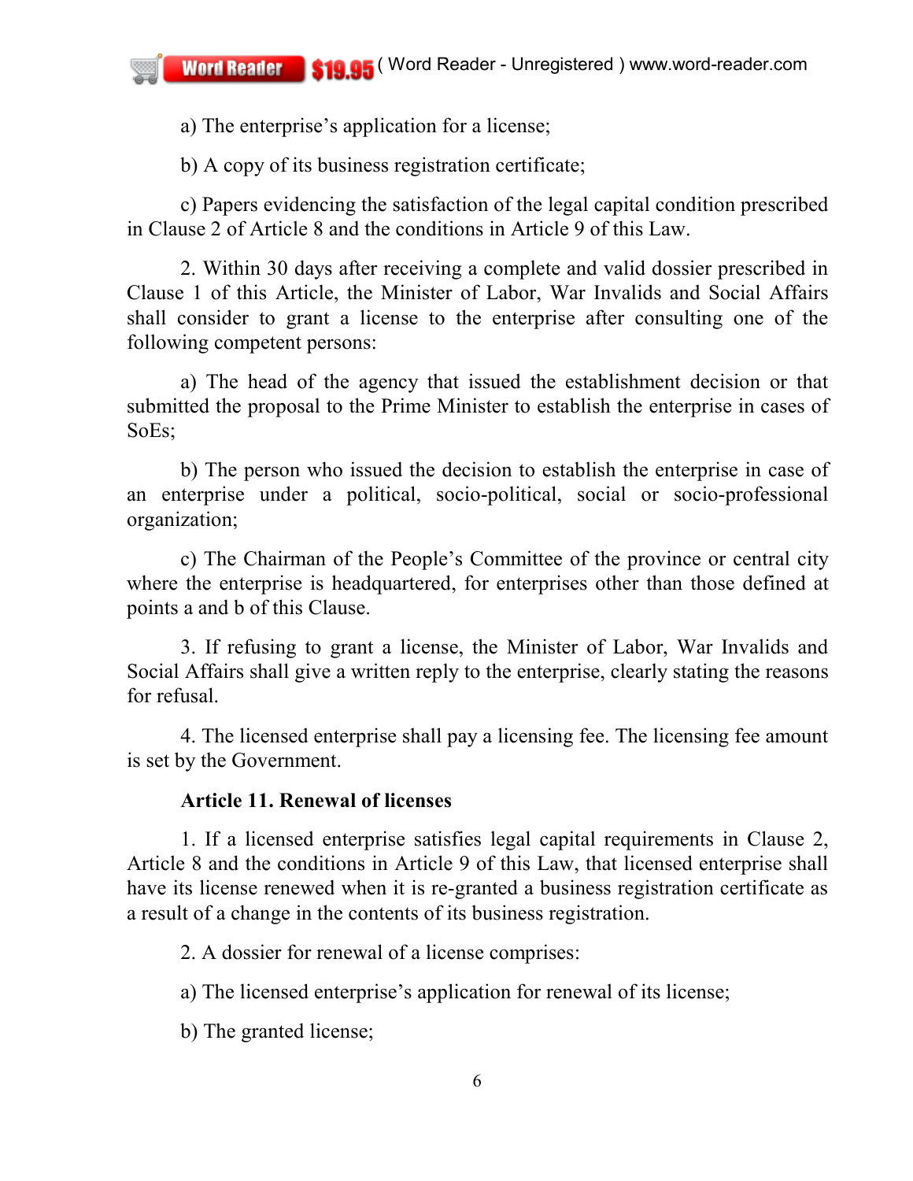a) The enterprise's application for a license;

b) A copy of its business registration certificate;

c) Papers evidencing the satisfaction of the legal capital condition prescribed in Clause 2 of Article 8 and the conditions in Article 9 of this Law.

2. Within 30 days after receiving a complete and valid dossier prescribed in Clause 1 of this Article, the Minister of Labor, War Invalids and Social Affairs shall consider to grant a license to the enterprise after consulting one of the following competent persons:

a) The head of the agency that issued the establishment decision or that submitted the proposal to the Prime Minister to establish the enterprise in cases of SoEs;

b) The person who issued the decision to establish the enterprise in case of an enterprise under a political, socio-political, social or socio-professional organization;

c) The Chairman of the People's Committee of the province or central city where the enterprise is headquartered, for enterprises other than those defined at points a and b of this Clause.

3. If refusing to grant a license, the Minister of Labor, War Invalids and Social Affairs shall give a written reply to the enterprise, clearly stating the reasons for refusal.

4. The licensed enterprise shall pay a licensing fee. The licensing fee amount is set by the Government.

**Article 11. Renewal of licenses**

1. If a licensed enterprise satisfies legal capital requirements in Clause 2, Article 8 and the conditions in Article 9 of this Law, that licensed enterprise shall have its license renewed when it is re-granted a business registration certificate as a result of a change in the contents of its business registration.

2. A dossier for renewal of a license comprises:

a) The licensed enterprise's application for renewal of its license;

b) The granted license;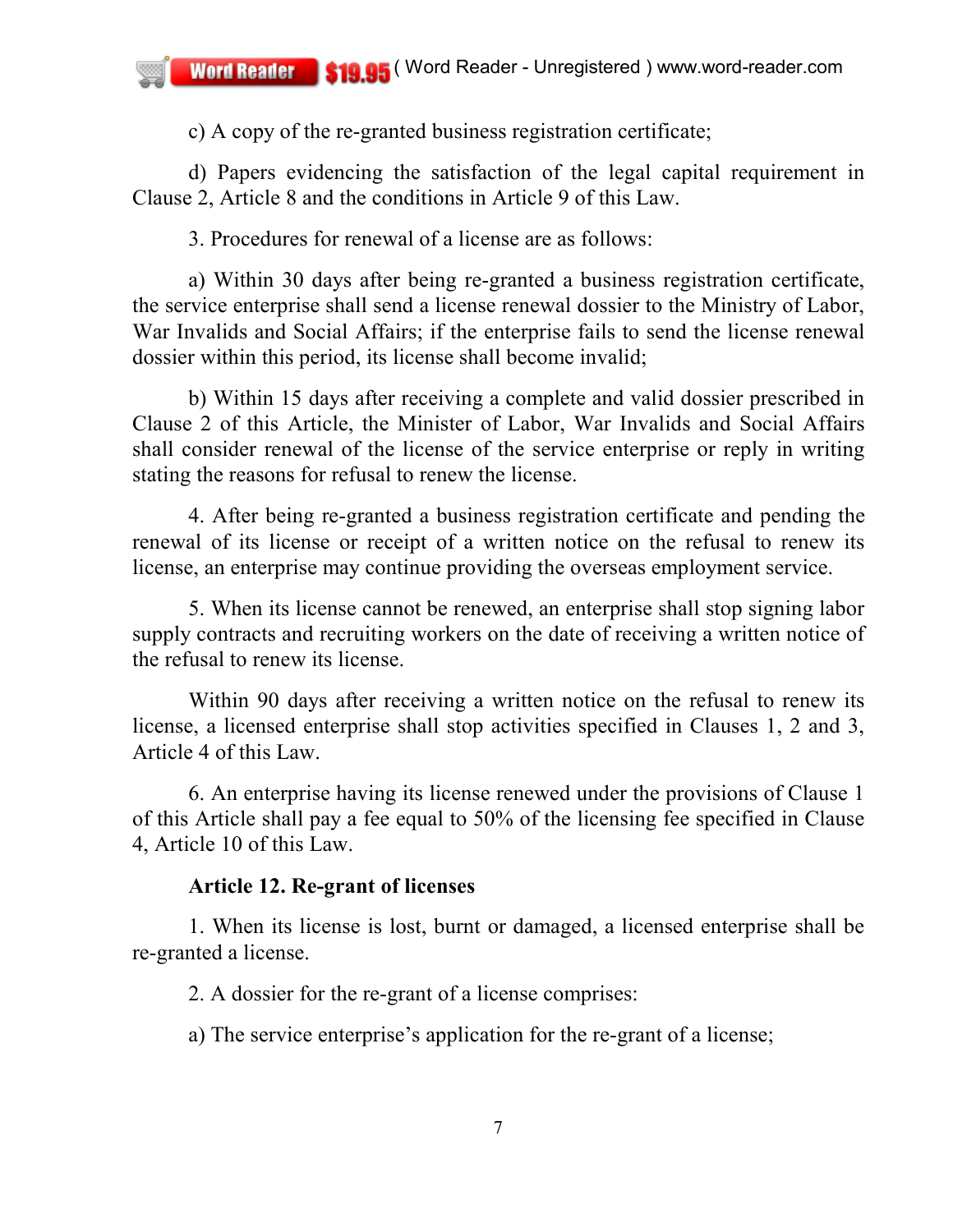c) A copy of the re-granted business registration certificate;

d) Papers evidencing the satisfaction of the legal capital requirement in Clause 2, Article 8 and the conditions in Article 9 of this Law.

3. Procedures for renewal of a license are as follows:

a) Within 30 days after being re-granted a business registration certificate, the service enterprise shall send a license renewal dossier to the Ministry of Labor, War Invalids and Social Affairs; if the enterprise fails to send the license renewal dossier within this period, its license shall become invalid;

b) Within 15 days after receiving a complete and valid dossier prescribed in Clause 2 of this Article, the Minister of Labor, War Invalids and Social Affairs shall consider renewal of the license of the service enterprise or reply in writing stating the reasons for refusal to renew the license.

4. After being re-granted a business registration certificate and pending the renewal of its license or receipt of a written notice on the refusal to renew its license, an enterprise may continue providing the overseas employment service.

5. When its license cannot be renewed, an enterprise shall stop signing labor supply contracts and recruiting workers on the date of receiving a written notice of the refusal to renew its license.

Within 90 days after receiving a written notice on the refusal to renew its license, a licensed enterprise shall stop activities specified in Clauses 1, 2 and 3, Article 4 of this Law.

6. An enterprise having its license renewed under the provisions of Clause 1 of this Article shall pay a fee equal to 50% of the licensing fee specified in Clause 4, Article 10 of this Law.

**Article 12. Re-grant of licenses**

1. When its license is lost, burnt or damaged, a licensed enterprise shall be re-granted a license.

2. A dossier for the re-grant of a license comprises:

a) The service enterprise's application for the re-grant of a license;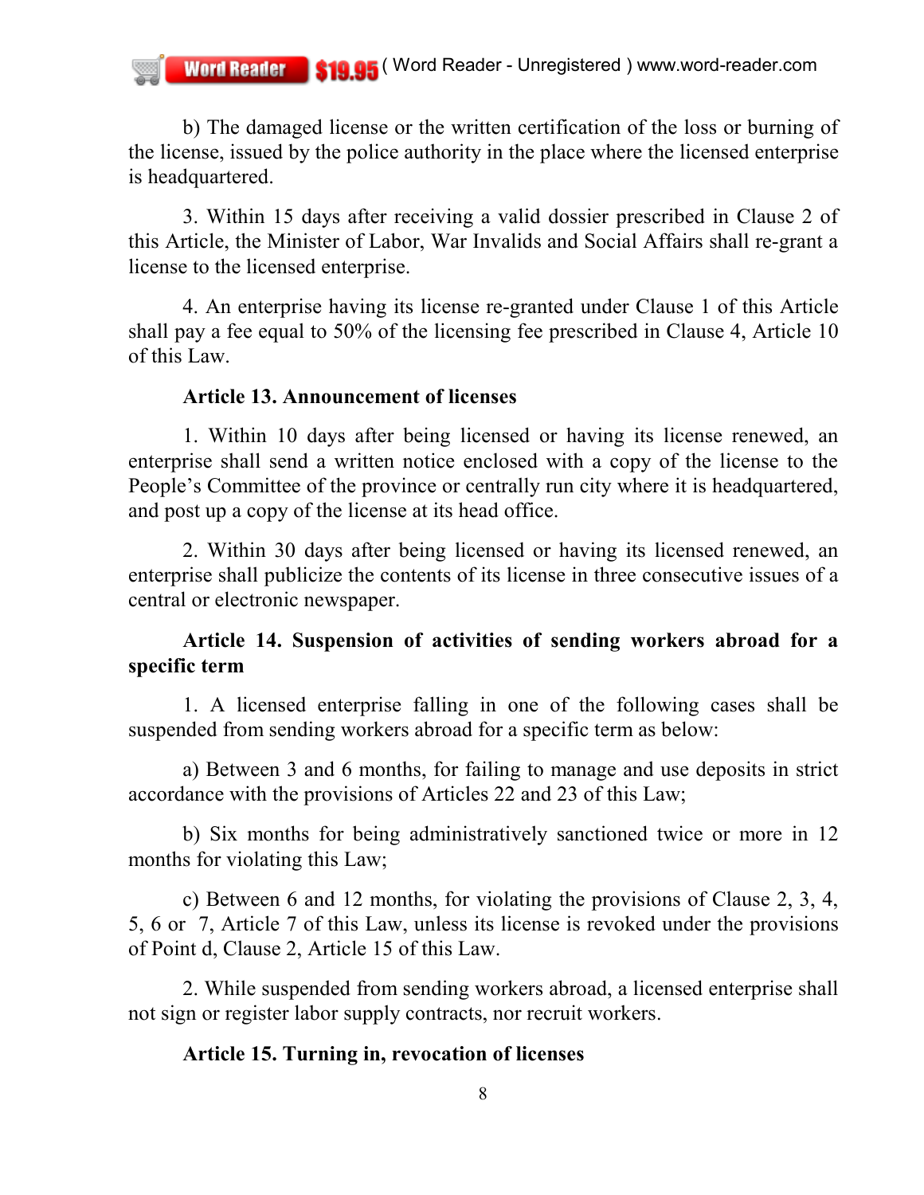b) The damaged license or the written certification of the loss or burning of the license, issued by the police authority in the place where the licensed enterprise is headquartered.

3. Within 15 days after receiving a valid dossier prescribed in Clause 2 of this Article, the Minister of Labor, War Invalids and Social Affairs shall re-grant a license to the licensed enterprise.

4. An enterprise having its license re-granted under Clause 1 of this Article shall pay a fee equal to 50% of the licensing fee prescribed in Clause 4, Article 10 of this Law.

**Article 13. Announcement of licenses**

1. Within 10 days after being licensed or having its license renewed, an enterprise shall send a written notice enclosed with a copy of the license to the People's Committee of the province or centrally run city where it is headquartered, and post up a copy of the license at its head office.

2. Within 30 days after being licensed or having its licensed renewed, an enterprise shall publicize the contents of its license in three consecutive issues of a central or electronic newspaper.

**Article 14. Suspension of activities of sending workers abroad for a specific term**

1. A licensed enterprise falling in one of the following cases shall be suspended from sending workers abroad for a specific term as below:

a) Between 3 and 6 months, for failing to manage and use deposits in strict accordance with the provisions of Articles 22 and 23 of this Law;

b) Six months for being administratively sanctioned twice or more in 12 months for violating this Law;

c) Between 6 and 12 months, for violating the provisions of Clause 2, 3, 4, 5, 6 or 7, Article 7 of this Law, unless its license is revoked under the provisions of Point d, Clause 2, Article 15 of this Law.

2. While suspended from sending workers abroad, a licensed enterprise shall not sign or register labor supply contracts, nor recruit workers.

**Article 15. Turning in, revocation of licenses**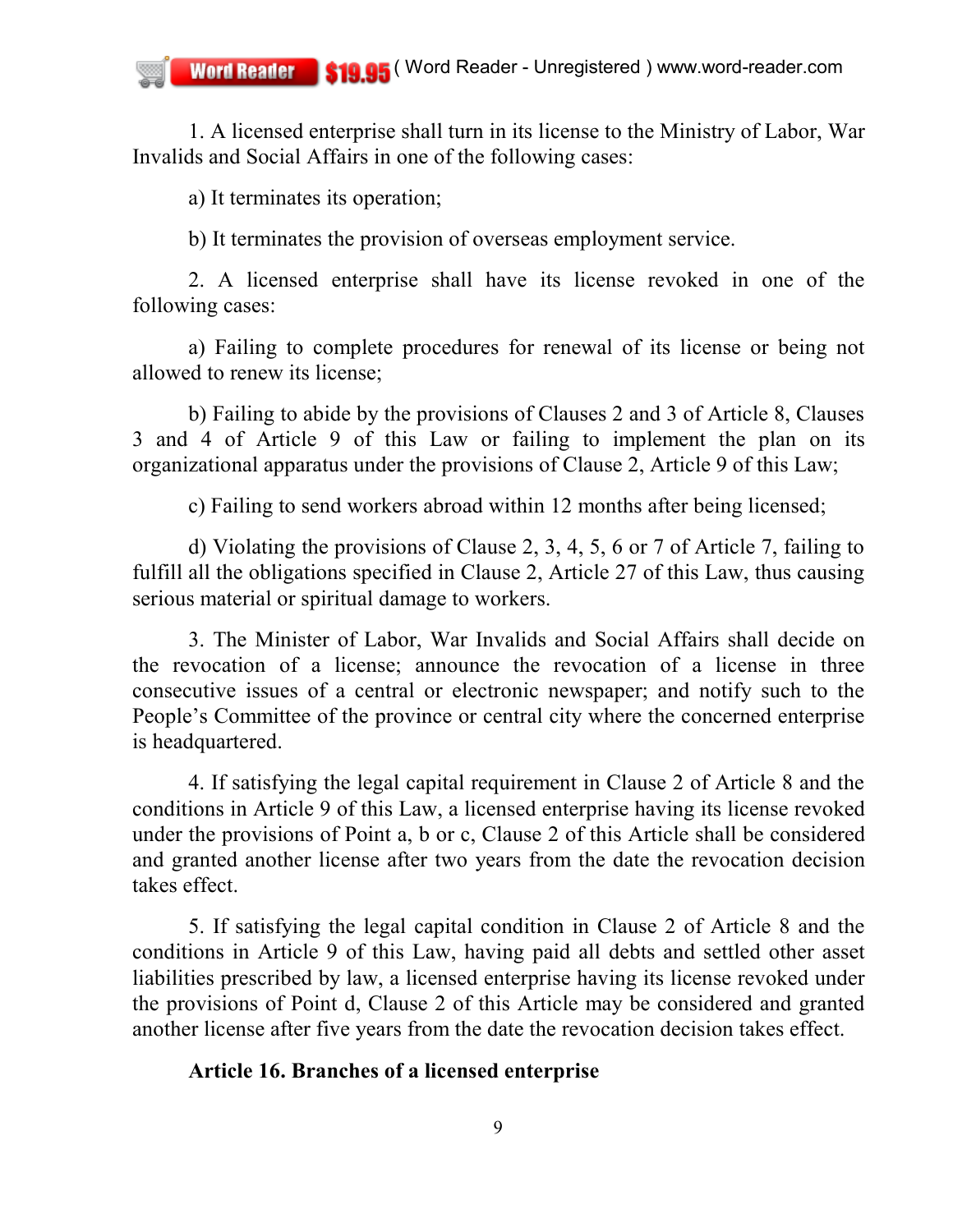1. A licensed enterprise shall turn in its license to the Ministry of Labor, War Invalids and Social Affairs in one of the following cases:

a) It terminates its operation;

b) It terminates the provision of overseas employment service.

2. A licensed enterprise shall have its license revoked in one of the following cases:

a) Failing to complete procedures for renewal of its license or being not allowed to renew its license;

b) Failing to abide by the provisions of Clauses 2 and 3 of Article 8, Clauses 3 and 4 of Article 9 of this Law or failing to implement the plan on its organizational apparatus under the provisions of Clause 2, Article 9 of this Law;

c) Failing to send workers abroad within 12 months after being licensed;

d) Violating the provisions of Clause 2, 3, 4, 5, 6 or 7 of Article 7, failing to fulfill all the obligations specified in Clause 2, Article 27 of this Law, thus causing serious material or spiritual damage to workers.

3. The Minister of Labor, War Invalids and Social Affairs shall decide on the revocation of a license; announce the revocation of a license in three consecutive issues of a central or electronic newspaper; and notify such to the People's Committee of the province or central city where the concerned enterprise is headquartered.

4. If satisfying the legal capital requirement in Clause 2 of Article 8 and the conditions in Article 9 of this Law, a licensed enterprise having its license revoked under the provisions of Point a, b or c, Clause 2 of this Article shall be considered and granted another license after two years from the date the revocation decision takes effect.

5. If satisfying the legal capital condition in Clause 2 of Article 8 and the conditions in Article 9 of this Law, having paid all debts and settled other asset liabilities prescribed by law, a licensed enterprise having its license revoked under the provisions of Point d, Clause 2 of this Article may be considered and granted another license after five years from the date the revocation decision takes effect.

**Article 16. Branches of a licensed enterprise**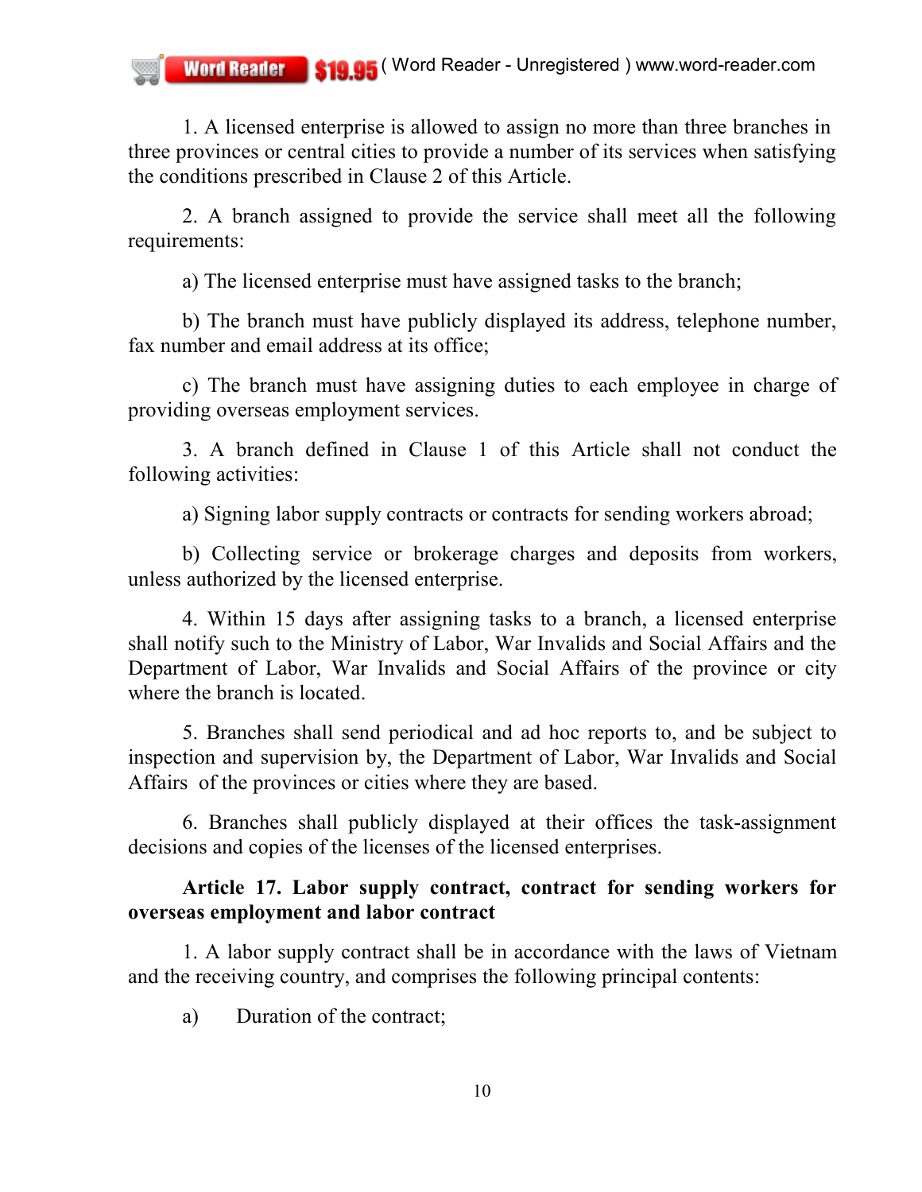1. A licensed enterprise is allowed to assign no more than three branches in three provinces or central cities to provide a number of its services when satisfying the conditions prescribed in Clause 2 of this Article.

2. A branch assigned to provide the service shall meet all the following requirements:

a) The licensed enterprise must have assigned tasks to the branch;

b) The branch must have publicly displayed its address, telephone number, fax number and email address at its office;

c) The branch must have assigning duties to each employee in charge of providing overseas employment services.

3. A branch defined in Clause 1 of this Article shall not conduct the following activities:

a) Signing labor supply contracts or contracts for sending workers abroad;

b) Collecting service or brokerage charges and deposits from workers, unless authorized by the licensed enterprise.

4. Within 15 days after assigning tasks to a branch, a licensed enterprise shall notify such to the Ministry of Labor, War Invalids and Social Affairs and the Department of Labor, War Invalids and Social Affairs of the province or city where the branch is located.

5. Branches shall send periodical and ad hoc reports to, and be subject to inspection and supervision by, the Department of Labor, War Invalids and Social Affairs of the provinces or cities where they are based.

6. Branches shall publicly displayed at their offices the task-assignment decisions and copies of the licenses of the licensed enterprises.

**Article 17. Labor supply contract, contract for sending workers for overseas employment and labor contract**

1. A labor supply contract shall be in accordance with the laws of Vietnam and the receiving country, and comprises the following principal contents:

a) Duration of the contract;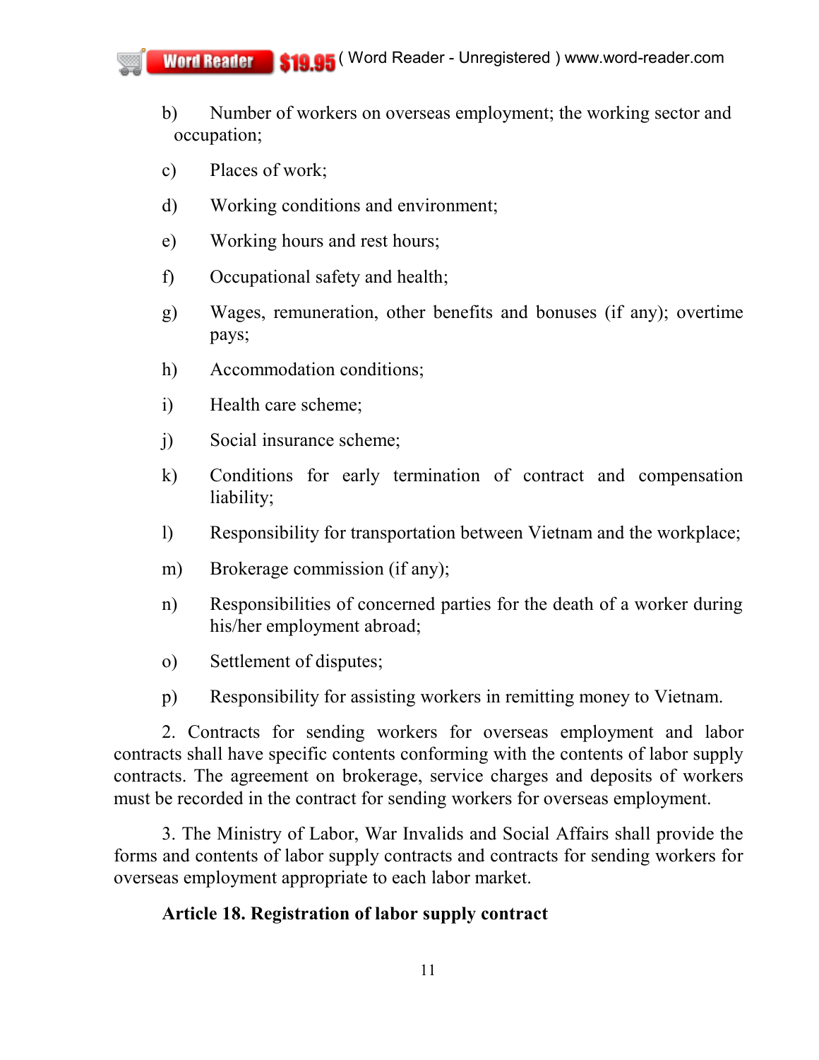b) Number of workers on overseas employment; the working sector and occupation;

c) Places of work;

d) Working conditions and environment;

e) Working hours and rest hours;

f) Occupational safety and health;

g) Wages, remuneration, other benefits and bonuses (if any); overtime pays;

h) Accommodation conditions;

i) Health care scheme;

j) Social insurance scheme;

k) Conditions for early termination of contract and compensation liability;

l) Responsibility for transportation between Vietnam and the workplace;

m) Brokerage commission (if any);

n) Responsibilities of concerned parties for the death of a worker during his/her employment abroad;

o) Settlement of disputes;

p) Responsibility for assisting workers in remitting money to Vietnam.

2. Contracts for sending workers for overseas employment and labor contracts shall have specific contents conforming with the contents of labor supply contracts. The agreement on brokerage, service charges and deposits of workers must be recorded in the contract for sending workers for overseas employment.

3. The Ministry of Labor, War Invalids and Social Affairs shall provide the forms and contents of labor supply contracts and contracts for sending workers for overseas employment appropriate to each labor market.

**Article 18. Registration of labor supply contract**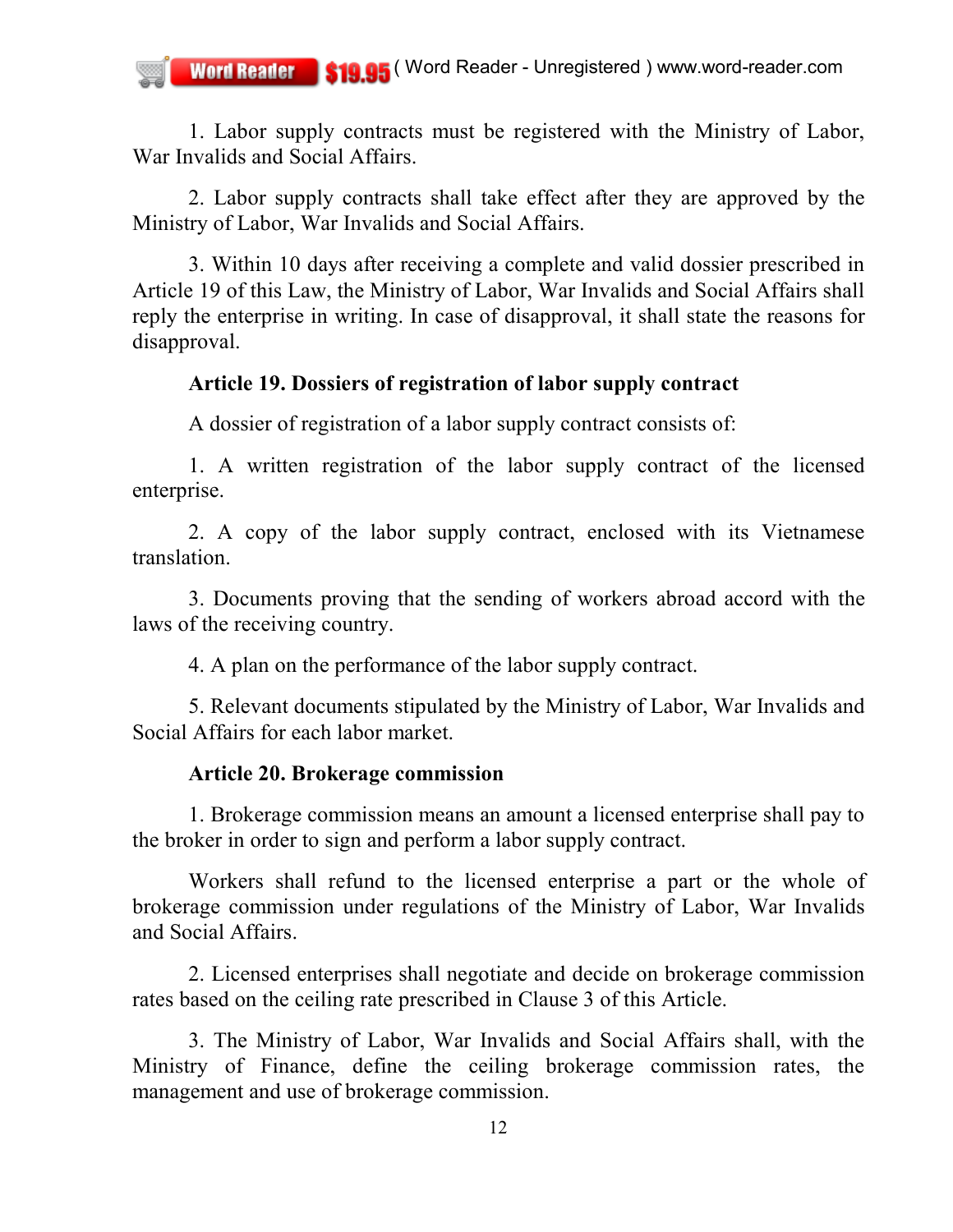1. Labor supply contracts must be registered with the Ministry of Labor, War Invalids and Social Affairs.

2. Labor supply contracts shall take effect after they are approved by the Ministry of Labor, War Invalids and Social Affairs.

3. Within 10 days after receiving a complete and valid dossier prescribed in Article 19 of this Law, the Ministry of Labor, War Invalids and Social Affairs shall reply the enterprise in writing. In case of disapproval, it shall state the reasons for disapproval.

**Article 19. Dossiers of registration of labor supply contract**

A dossier of registration of a labor supply contract consists of:

1. A written registration of the labor supply contract of the licensed enterprise.

2. A copy of the labor supply contract, enclosed with its Vietnamese translation.

3. Documents proving that the sending of workers abroad accord with the laws of the receiving country.

4. A plan on the performance of the labor supply contract.

5. Relevant documents stipulated by the Ministry of Labor, War Invalids and Social Affairs for each labor market.

**Article 20. Brokerage commission**

1. Brokerage commission means an amount a licensed enterprise shall pay to the broker in order to sign and perform a labor supply contract.

Workers shall refund to the licensed enterprise a part or the whole of brokerage commission under regulations of the Ministry of Labor, War Invalids and Social Affairs.

2. Licensed enterprises shall negotiate and decide on brokerage commission rates based on the ceiling rate prescribed in Clause 3 of this Article.

3. The Ministry of Labor, War Invalids and Social Affairs shall, with the Ministry of Finance, define the ceiling brokerage commission rates, the management and use of brokerage commission.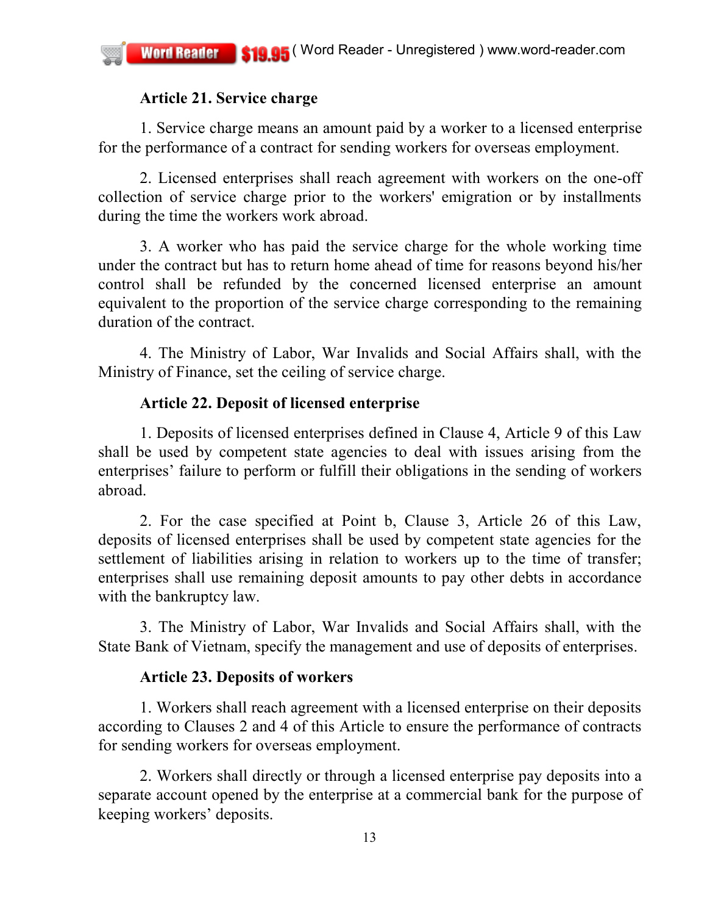### Article 21. Service charge

1. Service charge means an amount paid by a worker to a licensed enterprise for the performance of a contract for sending workers for overseas employment.

2. Licensed enterprises shall reach agreement with workers on the one-off collection of service charge prior to the workers' emigration or by installments during the time the workers work abroad.

3. A worker who has paid the service charge for the whole working time under the contract but has to return home ahead of time for reasons beyond his/her control shall be refunded by the concerned licensed enterprise an amount equivalent to the proportion of the service charge corresponding to the remaining duration of the contract.

4. The Ministry of Labor, War Invalids and Social Affairs shall, with the Ministry of Finance, set the ceiling of service charge.

### Article 22. Deposit of licensed enterprise

1. Deposits of licensed enterprises defined in Clause 4, Article 9 of this Law shall be used by competent state agencies to deal with issues arising from the enterprises' failure to perform or fulfill their obligations in the sending of workers abroad.

2. For the case specified at Point b, Clause 3, Article 26 of this Law, deposits of licensed enterprises shall be used by competent state agencies for the settlement of liabilities arising in relation to workers up to the time of transfer; enterprises shall use remaining deposit amounts to pay other debts in accordance with the bankruptcy law.

3. The Ministry of Labor, War Invalids and Social Affairs shall, with the State Bank of Vietnam, specify the management and use of deposits of enterprises.

### Article 23. Deposits of workers

1. Workers shall reach agreement with a licensed enterprise on their deposits according to Clauses 2 and 4 of this Article to ensure the performance of contracts for sending workers for overseas employment.

2. Workers shall directly or through a licensed enterprise pay deposits into a separate account opened by the enterprise at a commercial bank for the purpose of keeping workers' deposits.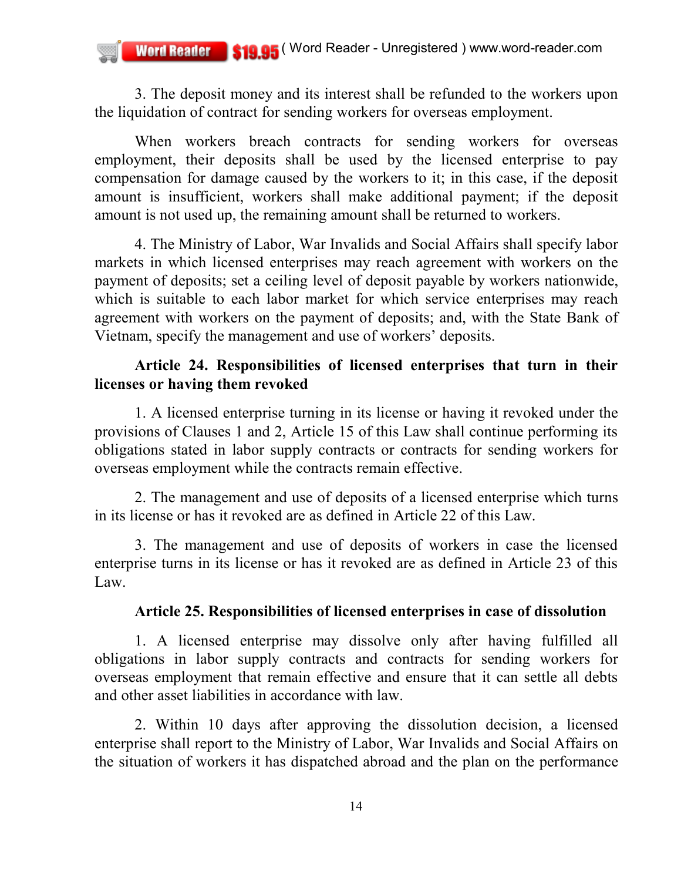3. The deposit money and its interest shall be refunded to the workers upon the liquidation of contract for sending workers for overseas employment.

When workers breach contracts for sending workers for overseas employment, their deposits shall be used by the licensed enterprise to pay compensation for damage caused by the workers to it; in this case, if the deposit amount is insufficient, workers shall make additional payment; if the deposit amount is not used up, the remaining amount shall be returned to workers.

4. The Ministry of Labor, War Invalids and Social Affairs shall specify labor markets in which licensed enterprises may reach agreement with workers on the payment of deposits; set a ceiling level of deposit payable by workers nationwide, which is suitable to each labor market for which service enterprises may reach agreement with workers on the payment of deposits; and, with the State Bank of Vietnam, specify the management and use of workers' deposits.

**Article 24. Responsibilities of licensed enterprises that turn in their licenses or having them revoked**

1. A licensed enterprise turning in its license or having it revoked under the provisions of Clauses 1 and 2, Article 15 of this Law shall continue performing its obligations stated in labor supply contracts or contracts for sending workers for overseas employment while the contracts remain effective.

2. The management and use of deposits of a licensed enterprise which turns in its license or has it revoked are as defined in Article 22 of this Law.

3. The management and use of deposits of workers in case the licensed enterprise turns in its license or has it revoked are as defined in Article 23 of this Law.

**Article 25. Responsibilities of licensed enterprises in case of dissolution**

1. A licensed enterprise may dissolve only after having fulfilled all obligations in labor supply contracts and contracts for sending workers for overseas employment that remain effective and ensure that it can settle all debts and other asset liabilities in accordance with law.

2. Within 10 days after approving the dissolution decision, a licensed enterprise shall report to the Ministry of Labor, War Invalids and Social Affairs on the situation of workers it has dispatched abroad and the plan on the performance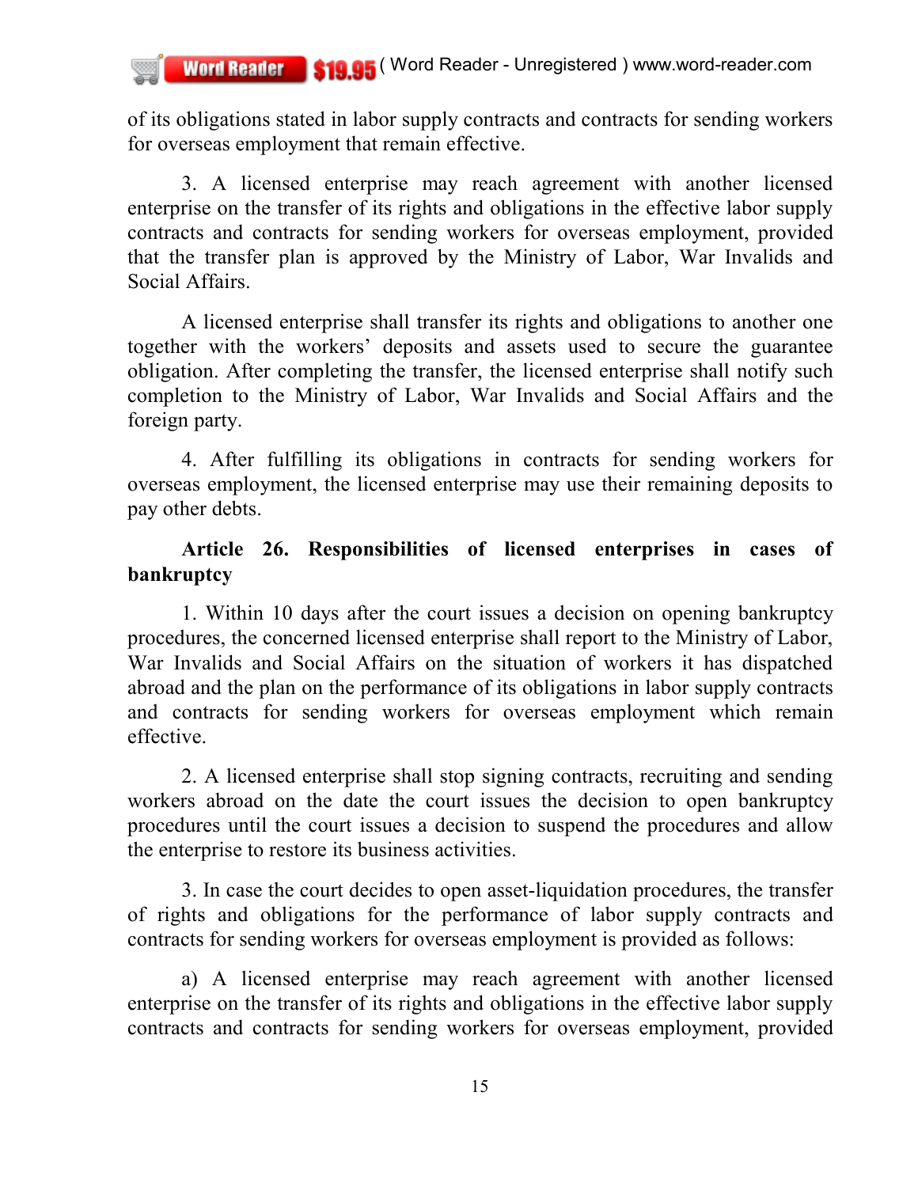of its obligations stated in labor supply contracts and contracts for sending workers for overseas employment that remain effective.

3. A licensed enterprise may reach agreement with another licensed enterprise on the transfer of its rights and obligations in the effective labor supply contracts and contracts for sending workers for overseas employment, provided that the transfer plan is approved by the Ministry of Labor, War Invalids and Social Affairs.

A licensed enterprise shall transfer its rights and obligations to another one together with the workers' deposits and assets used to secure the guarantee obligation. After completing the transfer, the licensed enterprise shall notify such completion to the Ministry of Labor, War Invalids and Social Affairs and the foreign party.

4. After fulfilling its obligations in contracts for sending workers for overseas employment, the licensed enterprise may use their remaining deposits to pay other debts.

**Article 26. Responsibilities of licensed enterprises in cases of bankruptcy**

1. Within 10 days after the court issues a decision on opening bankruptcy procedures, the concerned licensed enterprise shall report to the Ministry of Labor, War Invalids and Social Affairs on the situation of workers it has dispatched abroad and the plan on the performance of its obligations in labor supply contracts and contracts for sending workers for overseas employment which remain effective.

2. A licensed enterprise shall stop signing contracts, recruiting and sending workers abroad on the date the court issues the decision to open bankruptcy procedures until the court issues a decision to suspend the procedures and allow the enterprise to restore its business activities.

3. In case the court decides to open asset-liquidation procedures, the transfer of rights and obligations for the performance of labor supply contracts and contracts for sending workers for overseas employment is provided as follows:

a) A licensed enterprise may reach agreement with another licensed enterprise on the transfer of its rights and obligations in the effective labor supply contracts and contracts for sending workers for overseas employment, provided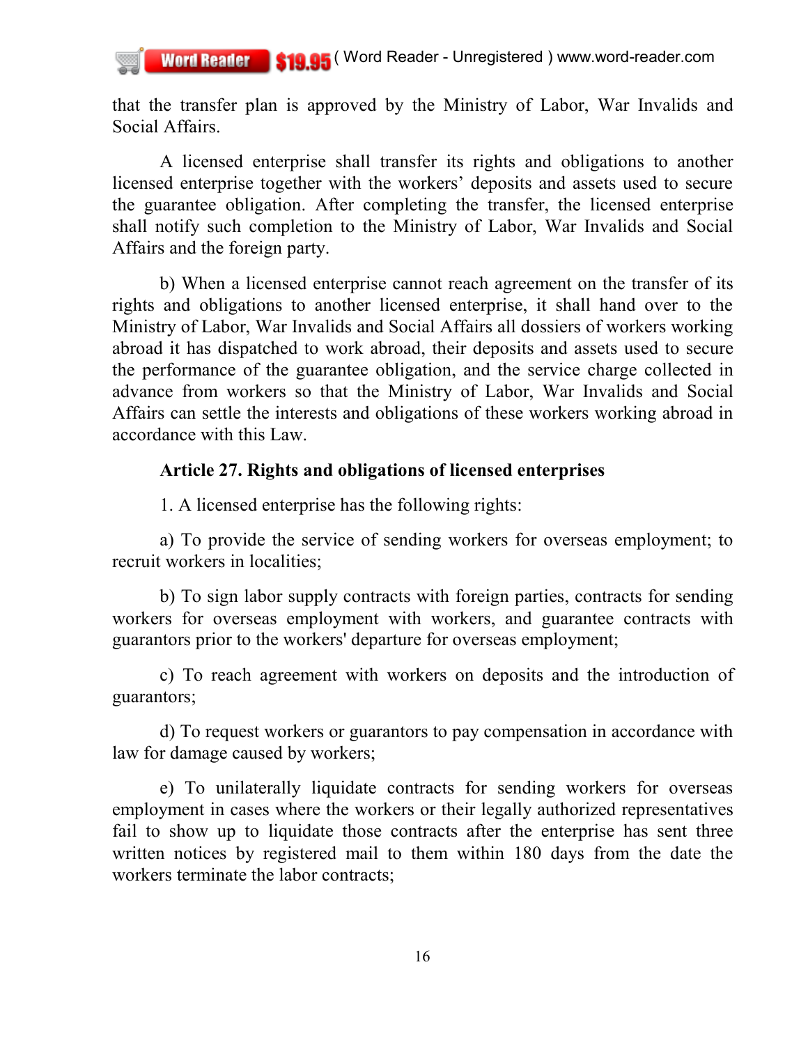that the transfer plan is approved by the Ministry of Labor, War Invalids and Social Affairs.

A licensed enterprise shall transfer its rights and obligations to another licensed enterprise together with the workers' deposits and assets used to secure the guarantee obligation. After completing the transfer, the licensed enterprise shall notify such completion to the Ministry of Labor, War Invalids and Social Affairs and the foreign party.

b) When a licensed enterprise cannot reach agreement on the transfer of its rights and obligations to another licensed enterprise, it shall hand over to the Ministry of Labor, War Invalids and Social Affairs all dossiers of workers working abroad it has dispatched to work abroad, their deposits and assets used to secure the performance of the guarantee obligation, and the service charge collected in advance from workers so that the Ministry of Labor, War Invalids and Social Affairs can settle the interests and obligations of these workers working abroad in accordance with this Law.

**Article 27. Rights and obligations of licensed enterprises**

1. A licensed enterprise has the following rights:

a) To provide the service of sending workers for overseas employment; to recruit workers in localities;

b) To sign labor supply contracts with foreign parties, contracts for sending workers for overseas employment with workers, and guarantee contracts with guarantors prior to the workers' departure for overseas employment;

c) To reach agreement with workers on deposits and the introduction of guarantors;

d) To request workers or guarantors to pay compensation in accordance with law for damage caused by workers;

e) To unilaterally liquidate contracts for sending workers for overseas employment in cases where the workers or their legally authorized representatives fail to show up to liquidate those contracts after the enterprise has sent three written notices by registered mail to them within 180 days from the date the workers terminate the labor contracts;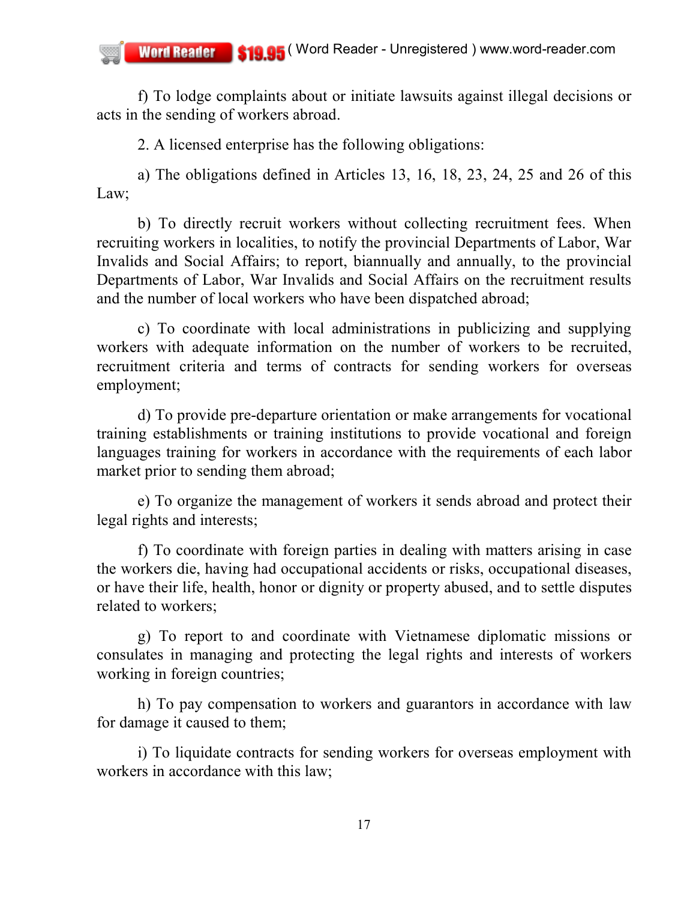f) To lodge complaints about or initiate lawsuits against illegal decisions or acts in the sending of workers abroad.

2. A licensed enterprise has the following obligations:

a) The obligations defined in Articles 13, 16, 18, 23, 24, 25 and 26 of this Law;

b) To directly recruit workers without collecting recruitment fees. When recruiting workers in localities, to notify the provincial Departments of Labor, War Invalids and Social Affairs; to report, biannually and annually, to the provincial Departments of Labor, War Invalids and Social Affairs on the recruitment results and the number of local workers who have been dispatched abroad;

c) To coordinate with local administrations in publicizing and supplying workers with adequate information on the number of workers to be recruited, recruitment criteria and terms of contracts for sending workers for overseas employment;

d) To provide pre-departure orientation or make arrangements for vocational training establishments or training institutions to provide vocational and foreign languages training for workers in accordance with the requirements of each labor market prior to sending them abroad;

e) To organize the management of workers it sends abroad and protect their legal rights and interests;

f) To coordinate with foreign parties in dealing with matters arising in case the workers die, having had occupational accidents or risks, occupational diseases, or have their life, health, honor or dignity or property abused, and to settle disputes related to workers;

g) To report to and coordinate with Vietnamese diplomatic missions or consulates in managing and protecting the legal rights and interests of workers working in foreign countries;

h) To pay compensation to workers and guarantors in accordance with law for damage it caused to them;

i) To liquidate contracts for sending workers for overseas employment with workers in accordance with this law;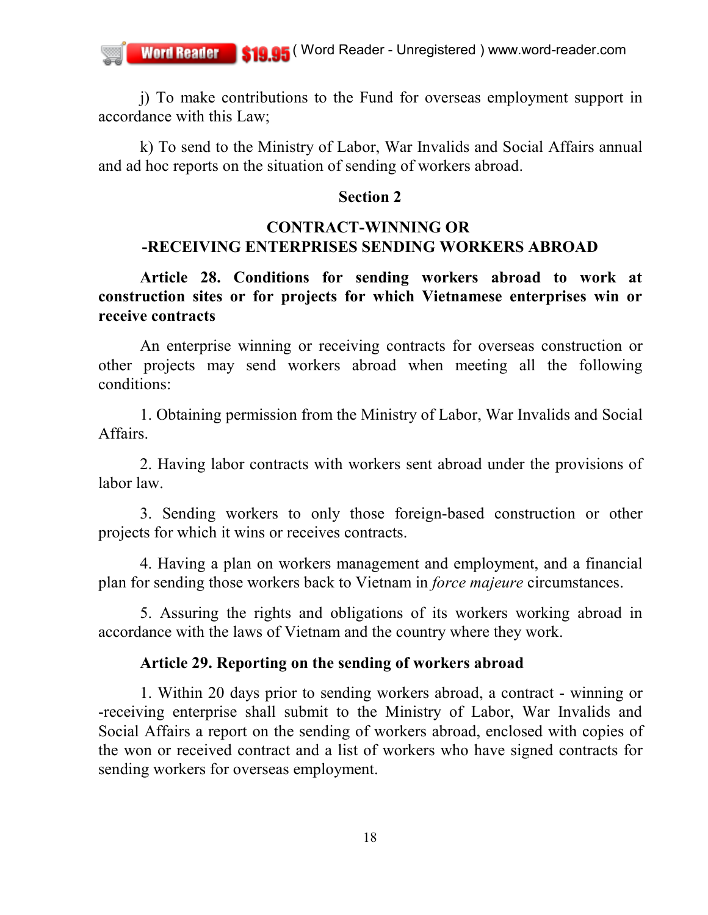j) To make contributions to the Fund for overseas employment support in accordance with this Law;

k) To send to the Ministry of Labor, War Invalids and Social Affairs annual and ad hoc reports on the situation of sending of workers abroad.

## Section 2

## CONTRACT-WINNING OR -RECEIVING ENTERPRISES SENDING WORKERS ABROAD

**Article 28. Conditions for sending workers abroad to work at construction sites or for projects for which Vietnamese enterprises win or receive contracts**

An enterprise winning or receiving contracts for overseas construction or other projects may send workers abroad when meeting all the following conditions:

1. Obtaining permission from the Ministry of Labor, War Invalids and Social Affairs.

2. Having labor contracts with workers sent abroad under the provisions of labor law.

3. Sending workers to only those foreign-based construction or other projects for which it wins or receives contracts.

4. Having a plan on workers management and employment, and a financial plan for sending those workers back to Vietnam in *force majeure* circumstances.

5. Assuring the rights and obligations of its workers working abroad in accordance with the laws of Vietnam and the country where they work.

**Article 29. Reporting on the sending of workers abroad**

1. Within 20 days prior to sending workers abroad, a contract - winning or -receiving enterprise shall submit to the Ministry of Labor, War Invalids and Social Affairs a report on the sending of workers abroad, enclosed with copies of the won or received contract and a list of workers who have signed contracts for sending workers for overseas employment.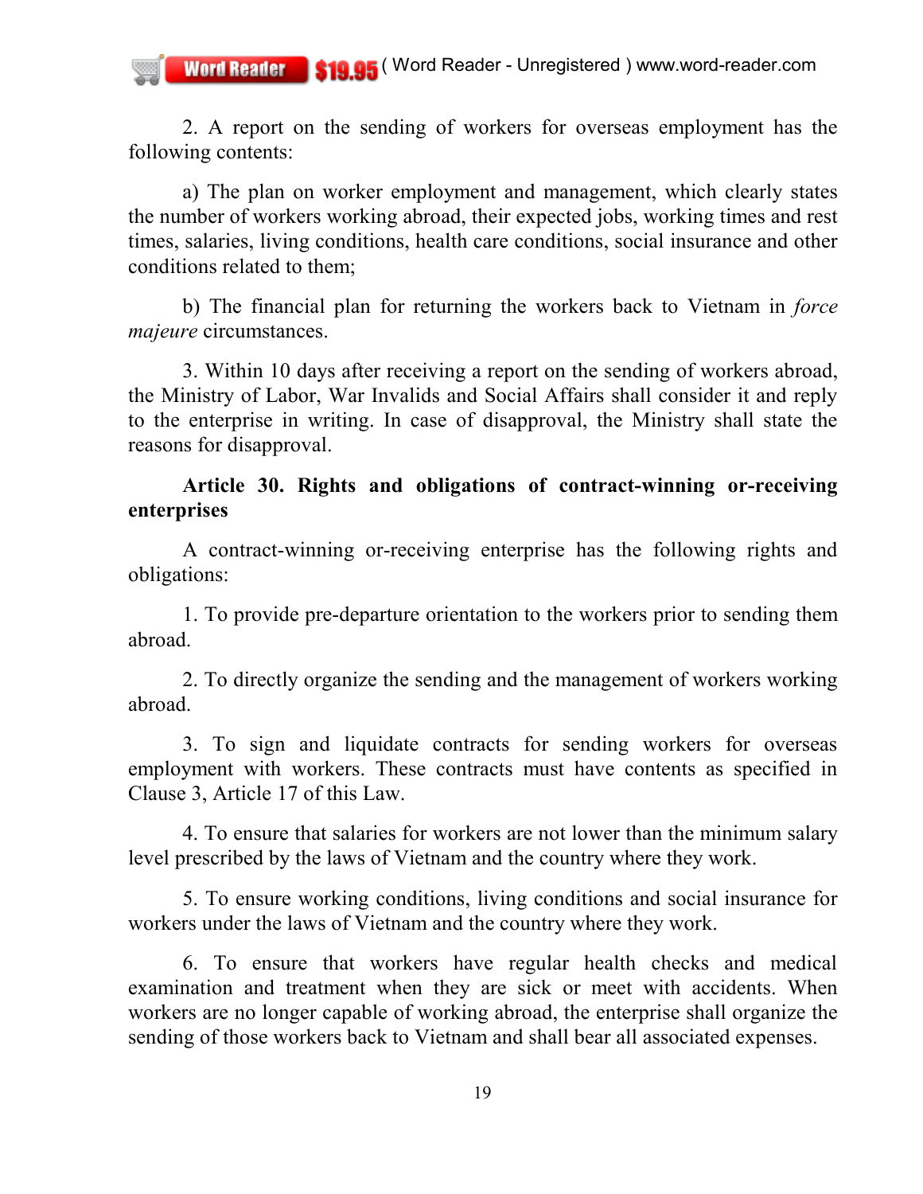2. A report on the sending of workers for overseas employment has the following contents:

a) The plan on worker employment and management, which clearly states the number of workers working abroad, their expected jobs, working times and rest times, salaries, living conditions, health care conditions, social insurance and other conditions related to them;

b) The financial plan for returning the workers back to Vietnam in *force majeure* circumstances.

3. Within 10 days after receiving a report on the sending of workers abroad, the Ministry of Labor, War Invalids and Social Affairs shall consider it and reply to the enterprise in writing. In case of disapproval, the Ministry shall state the reasons for disapproval.

**Article 30. Rights and obligations of contract-winning or-receiving enterprises**

A contract-winning or-receiving enterprise has the following rights and obligations:

1. To provide pre-departure orientation to the workers prior to sending them abroad.

2. To directly organize the sending and the management of workers working abroad.

3. To sign and liquidate contracts for sending workers for overseas employment with workers. These contracts must have contents as specified in Clause 3, Article 17 of this Law.

4. To ensure that salaries for workers are not lower than the minimum salary level prescribed by the laws of Vietnam and the country where they work.

5. To ensure working conditions, living conditions and social insurance for workers under the laws of Vietnam and the country where they work.

6. To ensure that workers have regular health checks and medical examination and treatment when they are sick or meet with accidents. When workers are no longer capable of working abroad, the enterprise shall organize the sending of those workers back to Vietnam and shall bear all associated expenses.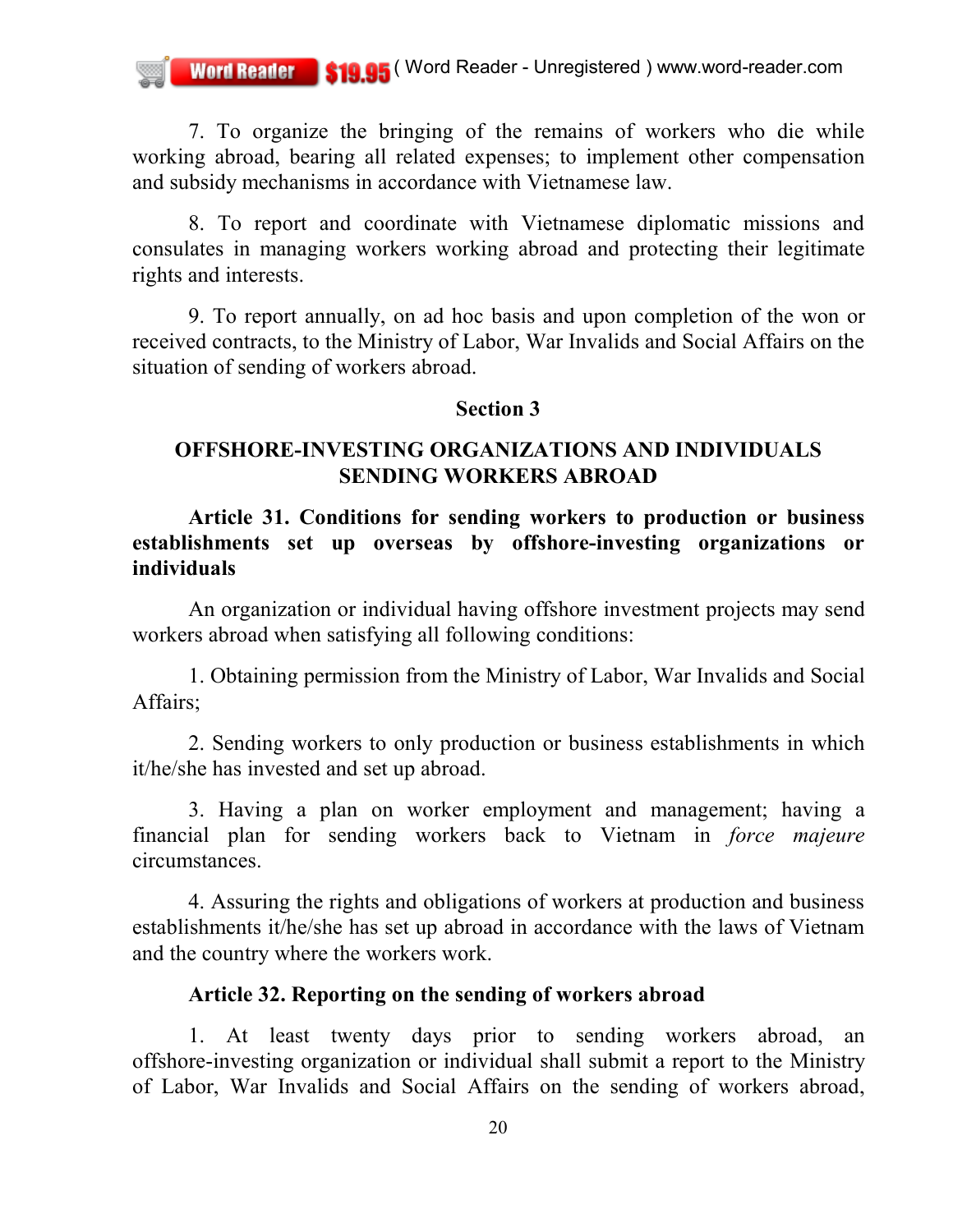7. To organize the bringing of the remains of workers who die while working abroad, bearing all related expenses; to implement other compensation and subsidy mechanisms in accordance with Vietnamese law.

8. To report and coordinate with Vietnamese diplomatic missions and consulates in managing workers working abroad and protecting their legitimate rights and interests.

9. To report annually, on ad hoc basis and upon completion of the won or received contracts, to the Ministry of Labor, War Invalids and Social Affairs on the situation of sending of workers abroad.

## Section 3

## OFFSHORE-INVESTING ORGANIZATIONS AND INDIVIDUALS SENDING WORKERS ABROAD

**Article 31. Conditions for sending workers to production or business establishments set up overseas by offshore-investing organizations or individuals**

An organization or individual having offshore investment projects may send workers abroad when satisfying all following conditions:

1. Obtaining permission from the Ministry of Labor, War Invalids and Social Affairs;

2. Sending workers to only production or business establishments in which it/he/she has invested and set up abroad.

3. Having a plan on worker employment and management; having a financial plan for sending workers back to Vietnam in *force majeure* circumstances.

4. Assuring the rights and obligations of workers at production and business establishments it/he/she has set up abroad in accordance with the laws of Vietnam and the country where the workers work.

**Article 32. Reporting on the sending of workers abroad**

1. At least twenty days prior to sending workers abroad, an offshore-investing organization or individual shall submit a report to the Ministry of Labor, War Invalids and Social Affairs on the sending of workers abroad,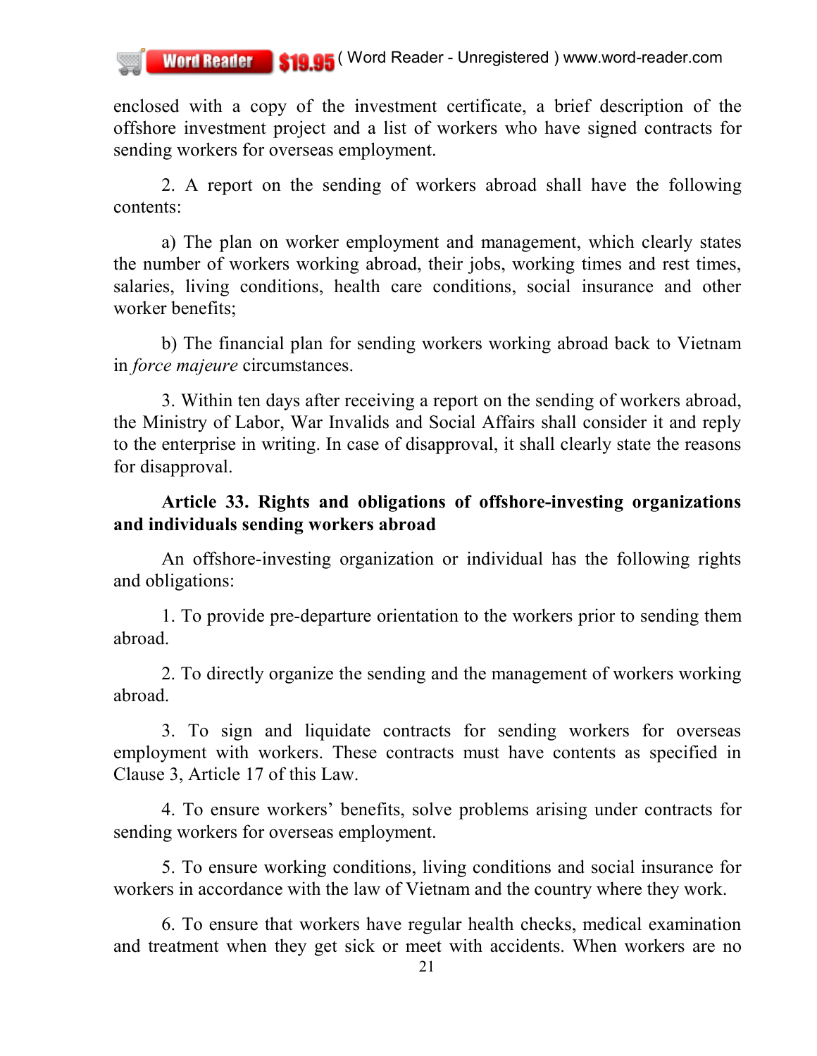enclosed with a copy of the investment certificate, a brief description of the offshore investment project and a list of workers who have signed contracts for sending workers for overseas employment.

2. A report on the sending of workers abroad shall have the following contents:

a) The plan on worker employment and management, which clearly states the number of workers working abroad, their jobs, working times and rest times, salaries, living conditions, health care conditions, social insurance and other worker benefits;

b) The financial plan for sending workers working abroad back to Vietnam in *force majeure* circumstances.

3. Within ten days after receiving a report on the sending of workers abroad, the Ministry of Labor, War Invalids and Social Affairs shall consider it and reply to the enterprise in writing. In case of disapproval, it shall clearly state the reasons for disapproval.

**Article 33. Rights and obligations of offshore-investing organizations and individuals sending workers abroad**

An offshore-investing organization or individual has the following rights and obligations:

1. To provide pre-departure orientation to the workers prior to sending them abroad.

2. To directly organize the sending and the management of workers working abroad.

3. To sign and liquidate contracts for sending workers for overseas employment with workers. These contracts must have contents as specified in Clause 3, Article 17 of this Law.

4. To ensure workers' benefits, solve problems arising under contracts for sending workers for overseas employment.

5. To ensure working conditions, living conditions and social insurance for workers in accordance with the law of Vietnam and the country where they work.

6. To ensure that workers have regular health checks, medical examination and treatment when they get sick or meet with accidents. When workers are no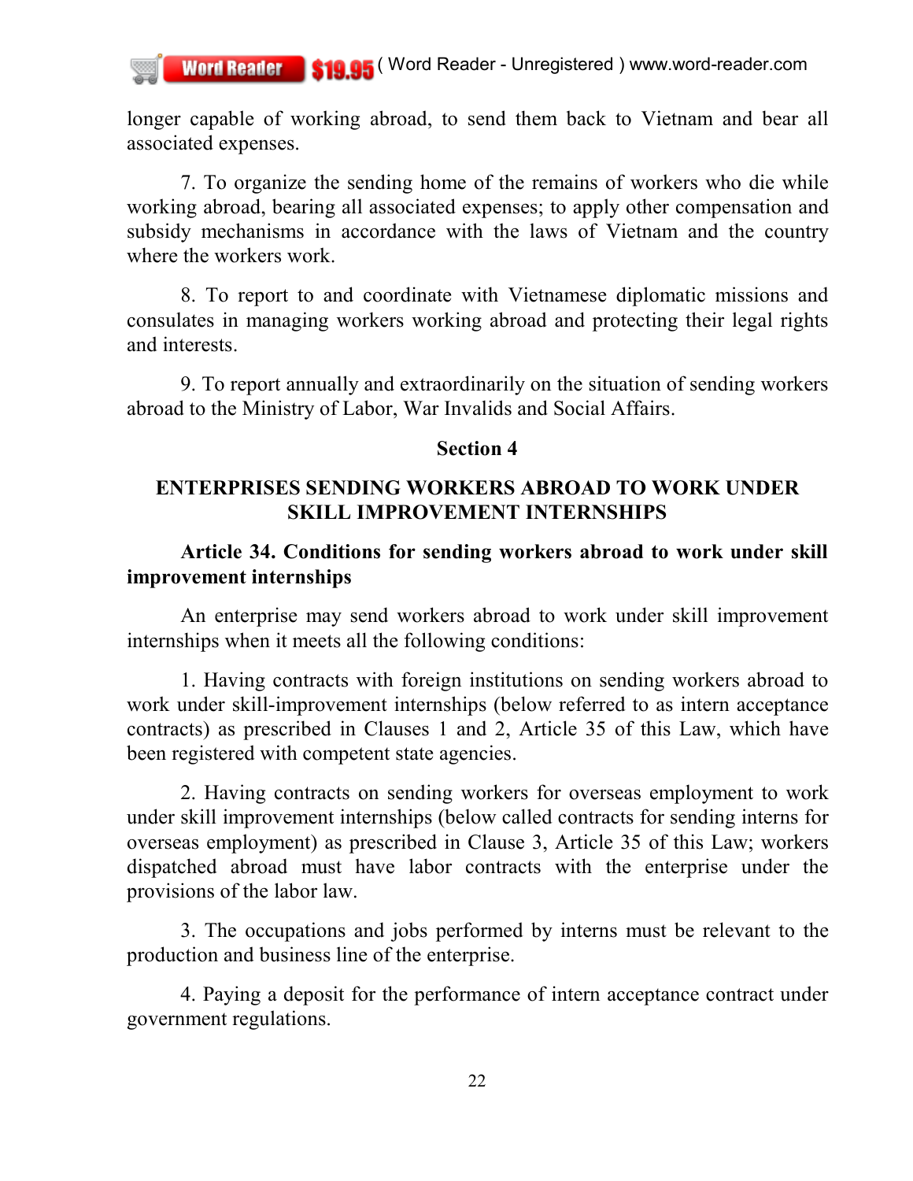longer capable of working abroad, to send them back to Vietnam and bear all associated expenses.

7. To organize the sending home of the remains of workers who die while working abroad, bearing all associated expenses; to apply other compensation and subsidy mechanisms in accordance with the laws of Vietnam and the country where the workers work.

8. To report to and coordinate with Vietnamese diplomatic missions and consulates in managing workers working abroad and protecting their legal rights and interests.

9. To report annually and extraordinarily on the situation of sending workers abroad to the Ministry of Labor, War Invalids and Social Affairs.

## Section 4

## ENTERPRISES SENDING WORKERS ABROAD TO WORK UNDER SKILL IMPROVEMENT INTERNSHIPS

### Article 34. Conditions for sending workers abroad to work under skill improvement internships

An enterprise may send workers abroad to work under skill improvement internships when it meets all the following conditions:

1. Having contracts with foreign institutions on sending workers abroad to work under skill-improvement internships (below referred to as intern acceptance contracts) as prescribed in Clauses 1 and 2, Article 35 of this Law, which have been registered with competent state agencies.

2. Having contracts on sending workers for overseas employment to work under skill improvement internships (below called contracts for sending interns for overseas employment) as prescribed in Clause 3, Article 35 of this Law; workers dispatched abroad must have labor contracts with the enterprise under the provisions of the labor law.

3. The occupations and jobs performed by interns must be relevant to the production and business line of the enterprise.

4. Paying a deposit for the performance of intern acceptance contract under government regulations.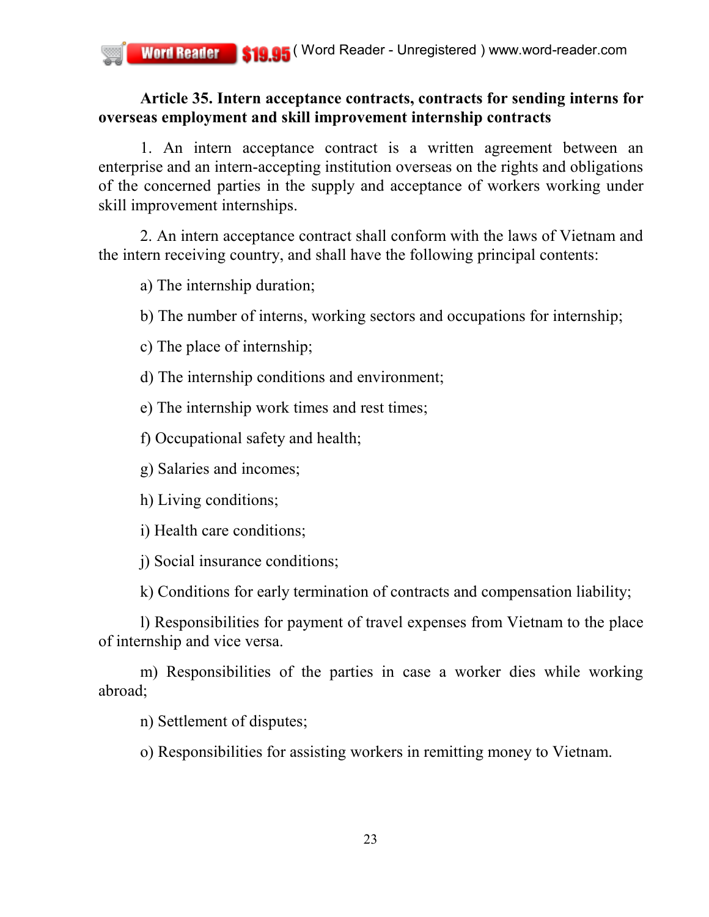**Article 35. Intern acceptance contracts, contracts for sending interns for overseas employment and skill improvement internship contracts**

1. An intern acceptance contract is a written agreement between an enterprise and an intern-accepting institution overseas on the rights and obligations of the concerned parties in the supply and acceptance of workers working under skill improvement internships.

2. An intern acceptance contract shall conform with the laws of Vietnam and the intern receiving country, and shall have the following principal contents:

a) The internship duration;

b) The number of interns, working sectors and occupations for internship;

c) The place of internship;

d) The internship conditions and environment;

e) The internship work times and rest times;

f) Occupational safety and health;

g) Salaries and incomes;

h) Living conditions;

i) Health care conditions;

j) Social insurance conditions;

k) Conditions for early termination of contracts and compensation liability;

l) Responsibilities for payment of travel expenses from Vietnam to the place of internship and vice versa.

m) Responsibilities of the parties in case a worker dies while working abroad;

n) Settlement of disputes;

o) Responsibilities for assisting workers in remitting money to Vietnam.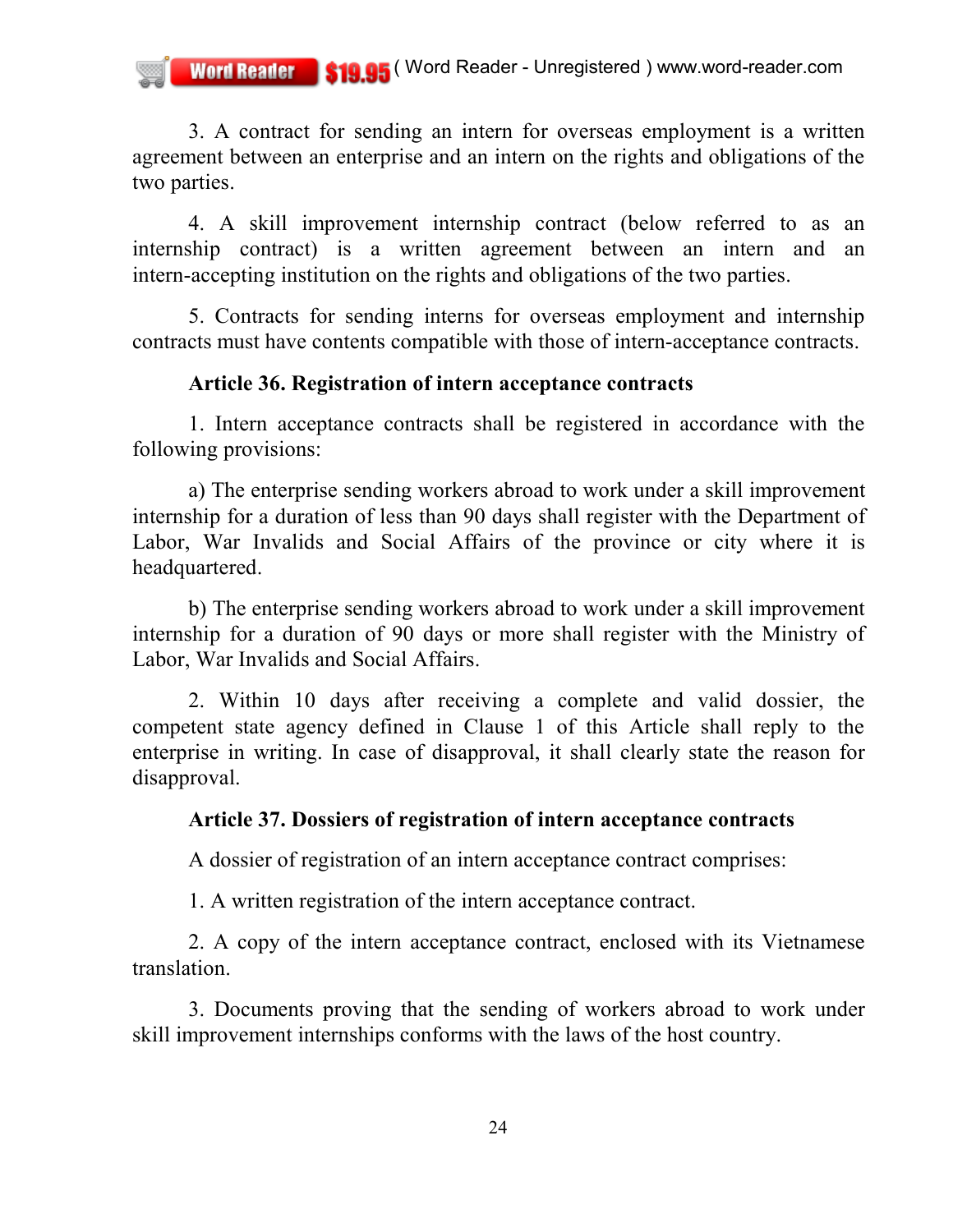3. A contract for sending an intern for overseas employment is a written agreement between an enterprise and an intern on the rights and obligations of the two parties.

4. A skill improvement internship contract (below referred to as an internship contract) is a written agreement between an intern and an intern-accepting institution on the rights and obligations of the two parties.

5. Contracts for sending interns for overseas employment and internship contracts must have contents compatible with those of intern-acceptance contracts.

**Article 36. Registration of intern acceptance contracts**

1. Intern acceptance contracts shall be registered in accordance with the following provisions:

a) The enterprise sending workers abroad to work under a skill improvement internship for a duration of less than 90 days shall register with the Department of Labor, War Invalids and Social Affairs of the province or city where it is headquartered.

b) The enterprise sending workers abroad to work under a skill improvement internship for a duration of 90 days or more shall register with the Ministry of Labor, War Invalids and Social Affairs.

2. Within 10 days after receiving a complete and valid dossier, the competent state agency defined in Clause 1 of this Article shall reply to the enterprise in writing. In case of disapproval, it shall clearly state the reason for disapproval.

**Article 37. Dossiers of registration of intern acceptance contracts**

A dossier of registration of an intern acceptance contract comprises:

1. A written registration of the intern acceptance contract.

2. A copy of the intern acceptance contract, enclosed with its Vietnamese translation.

3. Documents proving that the sending of workers abroad to work under skill improvement internships conforms with the laws of the host country.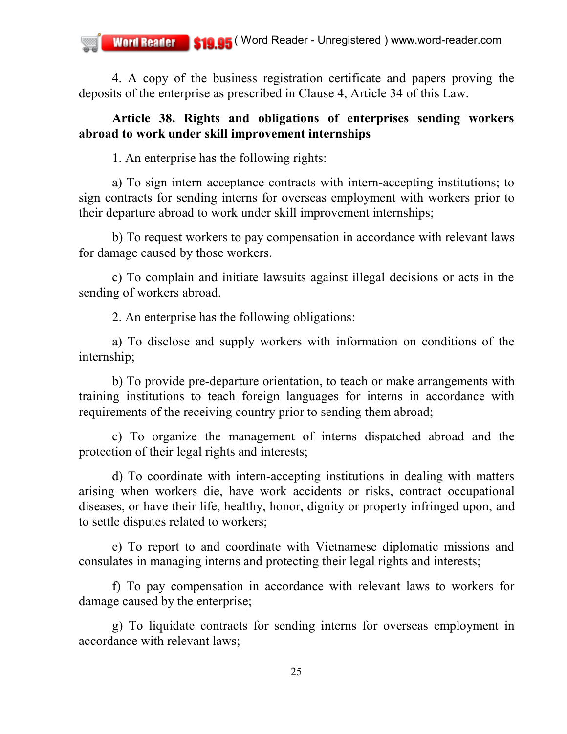4. A copy of the business registration certificate and papers proving the deposits of the enterprise as prescribed in Clause 4, Article 34 of this Law.

**Article 38. Rights and obligations of enterprises sending workers abroad to work under skill improvement internships**

1. An enterprise has the following rights:

a) To sign intern acceptance contracts with intern-accepting institutions; to sign contracts for sending interns for overseas employment with workers prior to their departure abroad to work under skill improvement internships;

b) To request workers to pay compensation in accordance with relevant laws for damage caused by those workers.

c) To complain and initiate lawsuits against illegal decisions or acts in the sending of workers abroad.

2. An enterprise has the following obligations:

a) To disclose and supply workers with information on conditions of the internship;

b) To provide pre-departure orientation, to teach or make arrangements with training institutions to teach foreign languages for interns in accordance with requirements of the receiving country prior to sending them abroad;

c) To organize the management of interns dispatched abroad and the protection of their legal rights and interests;

d) To coordinate with intern-accepting institutions in dealing with matters arising when workers die, have work accidents or risks, contract occupational diseases, or have their life, healthy, honor, dignity or property infringed upon, and to settle disputes related to workers;

e) To report to and coordinate with Vietnamese diplomatic missions and consulates in managing interns and protecting their legal rights and interests;

f) To pay compensation in accordance with relevant laws to workers for damage caused by the enterprise;

g) To liquidate contracts for sending interns for overseas employment in accordance with relevant laws;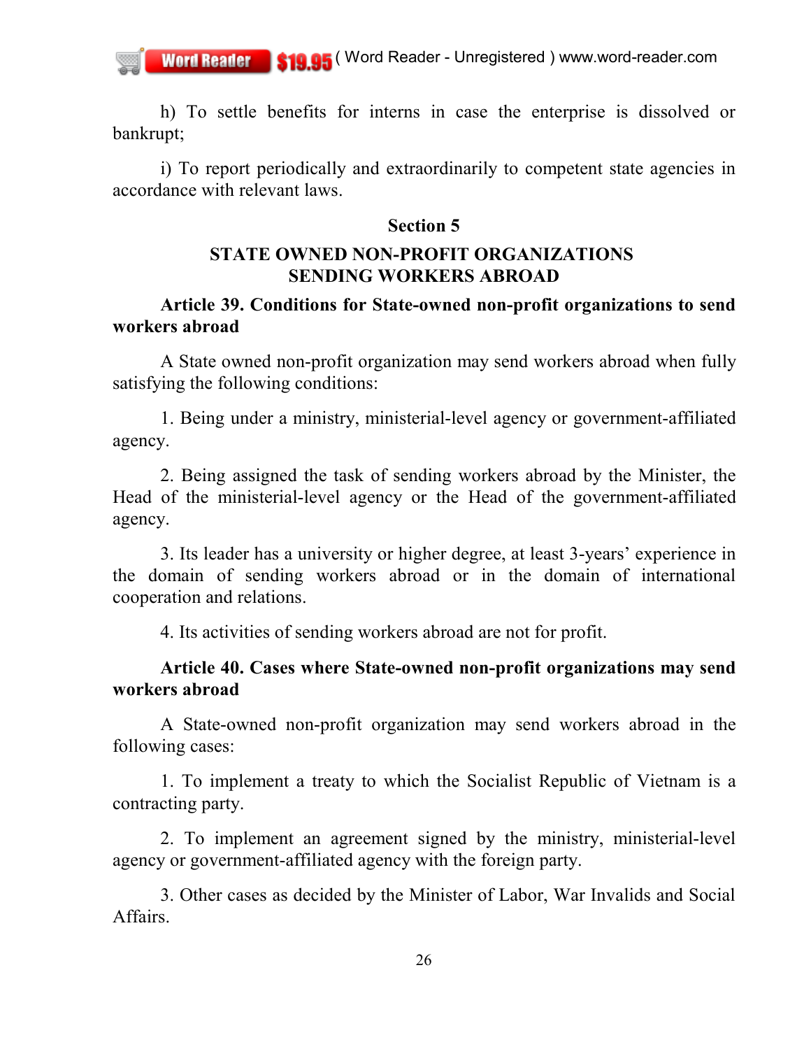h) To settle benefits for interns in case the enterprise is dissolved or bankrupt;

i) To report periodically and extraordinarily to competent state agencies in accordance with relevant laws.

## Section 5

## STATE OWNED NON-PROFIT ORGANIZATIONS SENDING WORKERS ABROAD

**Article 39. Conditions for State-owned non-profit organizations to send workers abroad**

A State owned non-profit organization may send workers abroad when fully satisfying the following conditions:

1. Being under a ministry, ministerial-level agency or government-affiliated agency.

2. Being assigned the task of sending workers abroad by the Minister, the Head of the ministerial-level agency or the Head of the government-affiliated agency.

3. Its leader has a university or higher degree, at least 3-years' experience in the domain of sending workers abroad or in the domain of international cooperation and relations.

4. Its activities of sending workers abroad are not for profit.

**Article 40. Cases where State-owned non-profit organizations may send workers abroad**

A State-owned non-profit organization may send workers abroad in the following cases:

1. To implement a treaty to which the Socialist Republic of Vietnam is a contracting party.

2. To implement an agreement signed by the ministry, ministerial-level agency or government-affiliated agency with the foreign party.

3. Other cases as decided by the Minister of Labor, War Invalids and Social Affairs.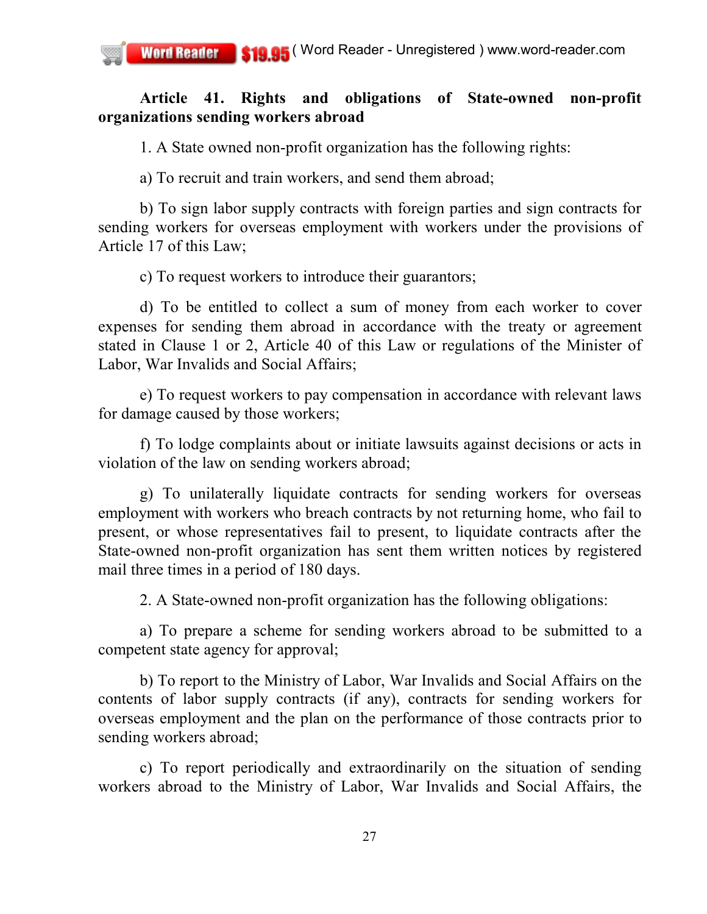**Article 41. Rights and obligations of State-owned non-profit organizations sending workers abroad**

1. A State owned non-profit organization has the following rights:

a) To recruit and train workers, and send them abroad;

b) To sign labor supply contracts with foreign parties and sign contracts for sending workers for overseas employment with workers under the provisions of Article 17 of this Law;

c) To request workers to introduce their guarantors;

d) To be entitled to collect a sum of money from each worker to cover expenses for sending them abroad in accordance with the treaty or agreement stated in Clause 1 or 2, Article 40 of this Law or regulations of the Minister of Labor, War Invalids and Social Affairs;

e) To request workers to pay compensation in accordance with relevant laws for damage caused by those workers;

f) To lodge complaints about or initiate lawsuits against decisions or acts in violation of the law on sending workers abroad;

g) To unilaterally liquidate contracts for sending workers for overseas employment with workers who breach contracts by not returning home, who fail to present, or whose representatives fail to present, to liquidate contracts after the State-owned non-profit organization has sent them written notices by registered mail three times in a period of 180 days.

2. A State-owned non-profit organization has the following obligations:

a) To prepare a scheme for sending workers abroad to be submitted to a competent state agency for approval;

b) To report to the Ministry of Labor, War Invalids and Social Affairs on the contents of labor supply contracts (if any), contracts for sending workers for overseas employment and the plan on the performance of those contracts prior to sending workers abroad;

c) To report periodically and extraordinarily on the situation of sending workers abroad to the Ministry of Labor, War Invalids and Social Affairs, the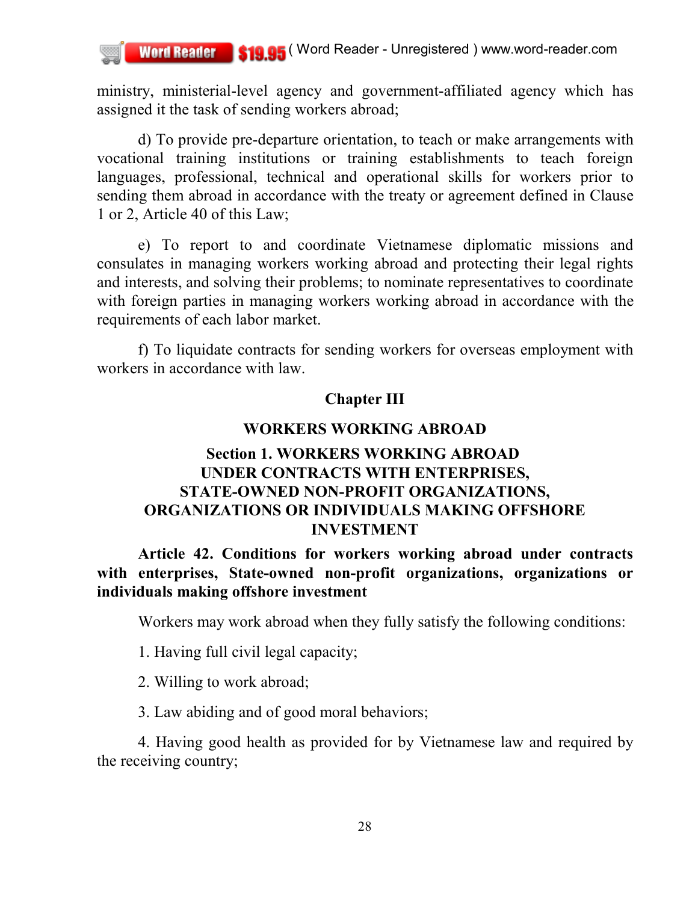ministry, ministerial-level agency and government-affiliated agency which has assigned it the task of sending workers abroad;

d) To provide pre-departure orientation, to teach or make arrangements with vocational training institutions or training establishments to teach foreign languages, professional, technical and operational skills for workers prior to sending them abroad in accordance with the treaty or agreement defined in Clause 1 or 2, Article 40 of this Law;

e) To report to and coordinate Vietnamese diplomatic missions and consulates in managing workers working abroad and protecting their legal rights and interests, and solving their problems; to nominate representatives to coordinate with foreign parties in managing workers working abroad in accordance with the requirements of each labor market.

f) To liquidate contracts for sending workers for overseas employment with workers in accordance with law.

## Chapter III

## WORKERS WORKING ABROAD

### Section 1. WORKERS WORKING ABROAD UNDER CONTRACTS WITH ENTERPRISES, STATE-OWNED NON-PROFIT ORGANIZATIONS, ORGANIZATIONS OR INDIVIDUALS MAKING OFFSHORE INVESTMENT

**Article 42. Conditions for workers working abroad under contracts with enterprises, State-owned non-profit organizations, organizations or individuals making offshore investment**

Workers may work abroad when they fully satisfy the following conditions:

1. Having full civil legal capacity;

2. Willing to work abroad;

3. Law abiding and of good moral behaviors;

4. Having good health as provided for by Vietnamese law and required by the receiving country;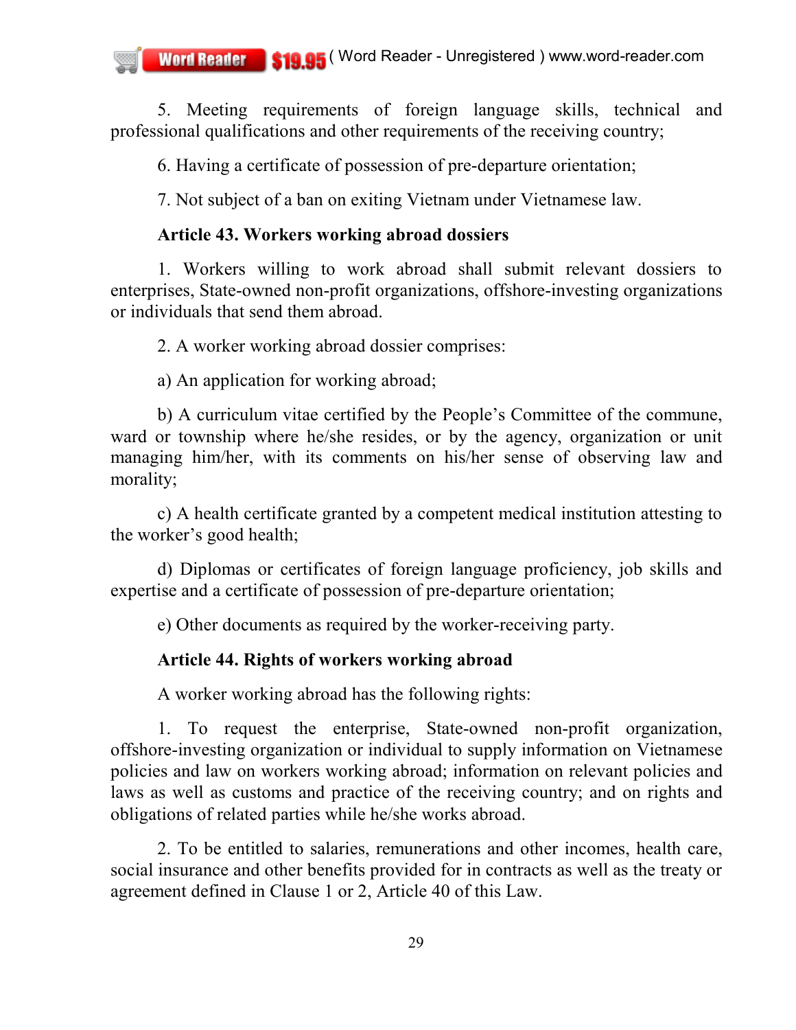5. Meeting requirements of foreign language skills, technical and professional qualifications and other requirements of the receiving country;

6. Having a certificate of possession of pre-departure orientation;

7. Not subject of a ban on exiting Vietnam under Vietnamese law.

**Article 43. Workers working abroad dossiers**

1. Workers willing to work abroad shall submit relevant dossiers to enterprises, State-owned non-profit organizations, offshore-investing organizations or individuals that send them abroad.

2. A worker working abroad dossier comprises:

a) An application for working abroad;

b) A curriculum vitae certified by the People's Committee of the commune, ward or township where he/she resides, or by the agency, organization or unit managing him/her, with its comments on his/her sense of observing law and morality;

c) A health certificate granted by a competent medical institution attesting to the worker's good health;

d) Diplomas or certificates of foreign language proficiency, job skills and expertise and a certificate of possession of pre-departure orientation;

e) Other documents as required by the worker-receiving party.

**Article 44. Rights of workers working abroad**

A worker working abroad has the following rights:

1. To request the enterprise, State-owned non-profit organization, offshore-investing organization or individual to supply information on Vietnamese policies and law on workers working abroad; information on relevant policies and laws as well as customs and practice of the receiving country; and on rights and obligations of related parties while he/she works abroad.

2. To be entitled to salaries, remunerations and other incomes, health care, social insurance and other benefits provided for in contracts as well as the treaty or agreement defined in Clause 1 or 2, Article 40 of this Law.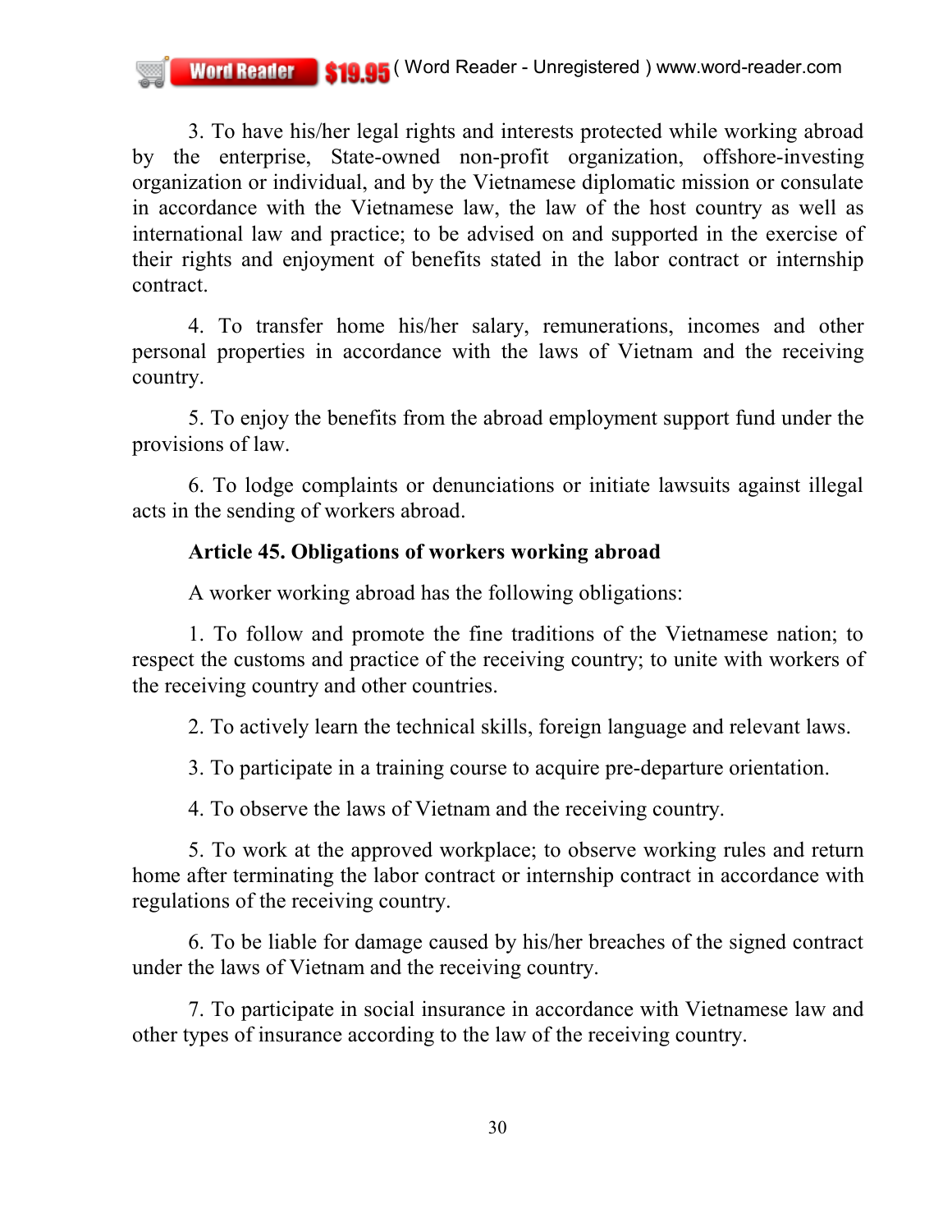3. To have his/her legal rights and interests protected while working abroad by the enterprise, State-owned non-profit organization, offshore-investing organization or individual, and by the Vietnamese diplomatic mission or consulate in accordance with the Vietnamese law, the law of the host country as well as international law and practice; to be advised on and supported in the exercise of their rights and enjoyment of benefits stated in the labor contract or internship contract.

4. To transfer home his/her salary, remunerations, incomes and other personal properties in accordance with the laws of Vietnam and the receiving country.

5. To enjoy the benefits from the abroad employment support fund under the provisions of law.

6. To lodge complaints or denunciations or initiate lawsuits against illegal acts in the sending of workers abroad.

**Article 45. Obligations of workers working abroad**

A worker working abroad has the following obligations:

1. To follow and promote the fine traditions of the Vietnamese nation; to respect the customs and practice of the receiving country; to unite with workers of the receiving country and other countries.

2. To actively learn the technical skills, foreign language and relevant laws.

3. To participate in a training course to acquire pre-departure orientation.

4. To observe the laws of Vietnam and the receiving country.

5. To work at the approved workplace; to observe working rules and return home after terminating the labor contract or internship contract in accordance with regulations of the receiving country.

6. To be liable for damage caused by his/her breaches of the signed contract under the laws of Vietnam and the receiving country.

7. To participate in social insurance in accordance with Vietnamese law and other types of insurance according to the law of the receiving country.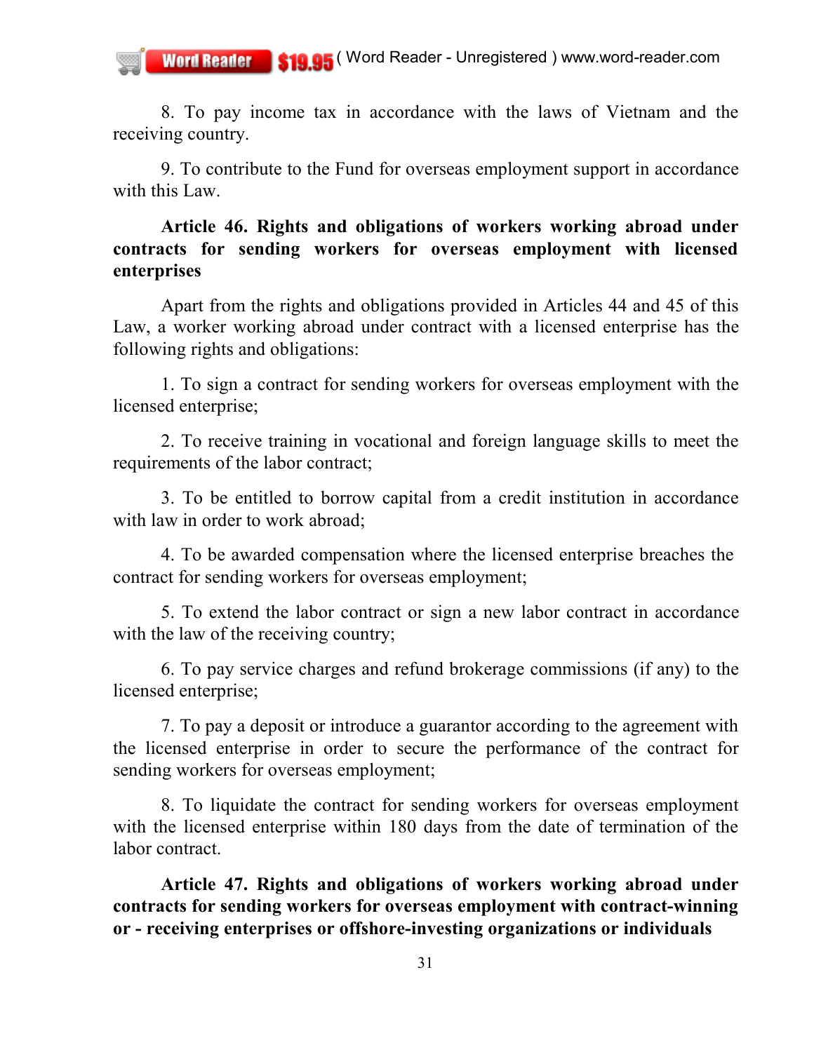8. To pay income tax in accordance with the laws of Vietnam and the receiving country.

9. To contribute to the Fund for overseas employment support in accordance with this Law.

**Article 46. Rights and obligations of workers working abroad under contracts for sending workers for overseas employment with licensed enterprises**

Apart from the rights and obligations provided in Articles 44 and 45 of this Law, a worker working abroad under contract with a licensed enterprise has the following rights and obligations:

1. To sign a contract for sending workers for overseas employment with the licensed enterprise;

2. To receive training in vocational and foreign language skills to meet the requirements of the labor contract;

3. To be entitled to borrow capital from a credit institution in accordance with law in order to work abroad;

4. To be awarded compensation where the licensed enterprise breaches the contract for sending workers for overseas employment;

5. To extend the labor contract or sign a new labor contract in accordance with the law of the receiving country;

6. To pay service charges and refund brokerage commissions (if any) to the licensed enterprise;

7. To pay a deposit or introduce a guarantor according to the agreement with the licensed enterprise in order to secure the performance of the contract for sending workers for overseas employment;

8. To liquidate the contract for sending workers for overseas employment with the licensed enterprise within 180 days from the date of termination of the labor contract.

**Article 47. Rights and obligations of workers working abroad under contracts for sending workers for overseas employment with contract-winning or - receiving enterprises or offshore-investing organizations or individuals**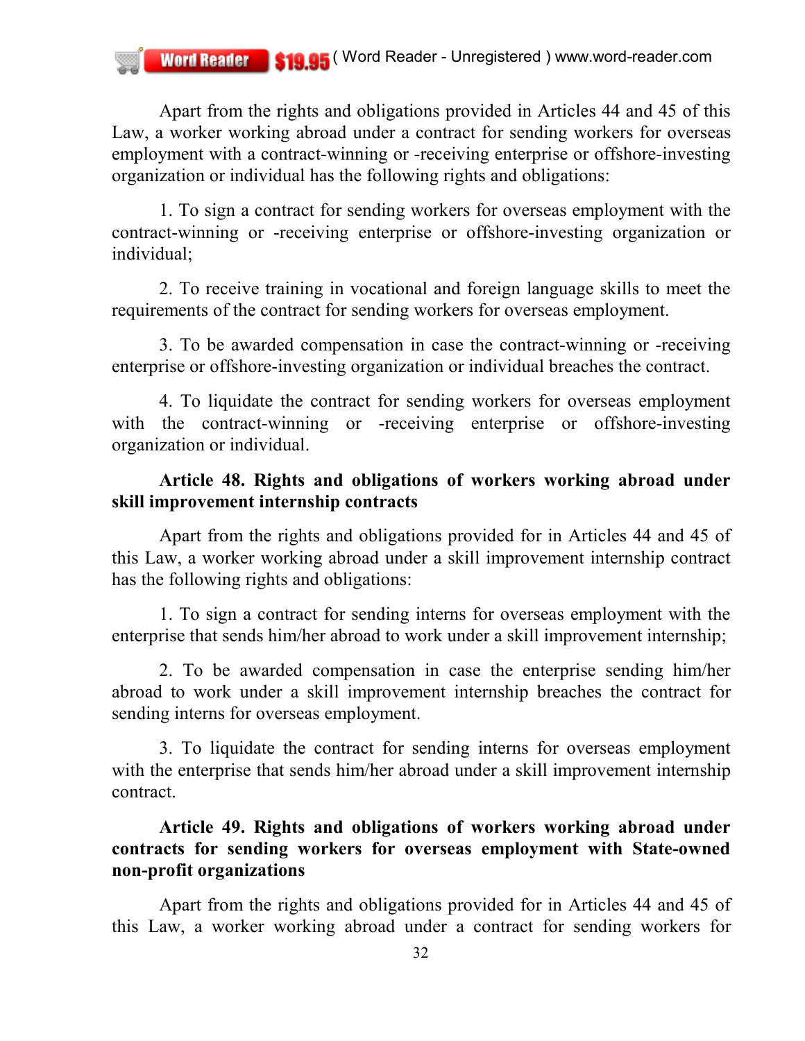Apart from the rights and obligations provided in Articles 44 and 45 of this Law, a worker working abroad under a contract for sending workers for overseas employment with a contract-winning or -receiving enterprise or offshore-investing organization or individual has the following rights and obligations:

1. To sign a contract for sending workers for overseas employment with the contract-winning or -receiving enterprise or offshore-investing organization or individual;

2. To receive training in vocational and foreign language skills to meet the requirements of the contract for sending workers for overseas employment.

3. To be awarded compensation in case the contract-winning or -receiving enterprise or offshore-investing organization or individual breaches the contract.

4. To liquidate the contract for sending workers for overseas employment with the contract-winning or -receiving enterprise or offshore-investing organization or individual.

**Article 48. Rights and obligations of workers working abroad under skill improvement internship contracts**

Apart from the rights and obligations provided for in Articles 44 and 45 of this Law, a worker working abroad under a skill improvement internship contract has the following rights and obligations:

1. To sign a contract for sending interns for overseas employment with the enterprise that sends him/her abroad to work under a skill improvement internship;

2. To be awarded compensation in case the enterprise sending him/her abroad to work under a skill improvement internship breaches the contract for sending interns for overseas employment.

3. To liquidate the contract for sending interns for overseas employment with the enterprise that sends him/her abroad under a skill improvement internship contract.

**Article 49. Rights and obligations of workers working abroad under contracts for sending workers for overseas employment with State-owned non-profit organizations**

Apart from the rights and obligations provided for in Articles 44 and 45 of this Law, a worker working abroad under a contract for sending workers for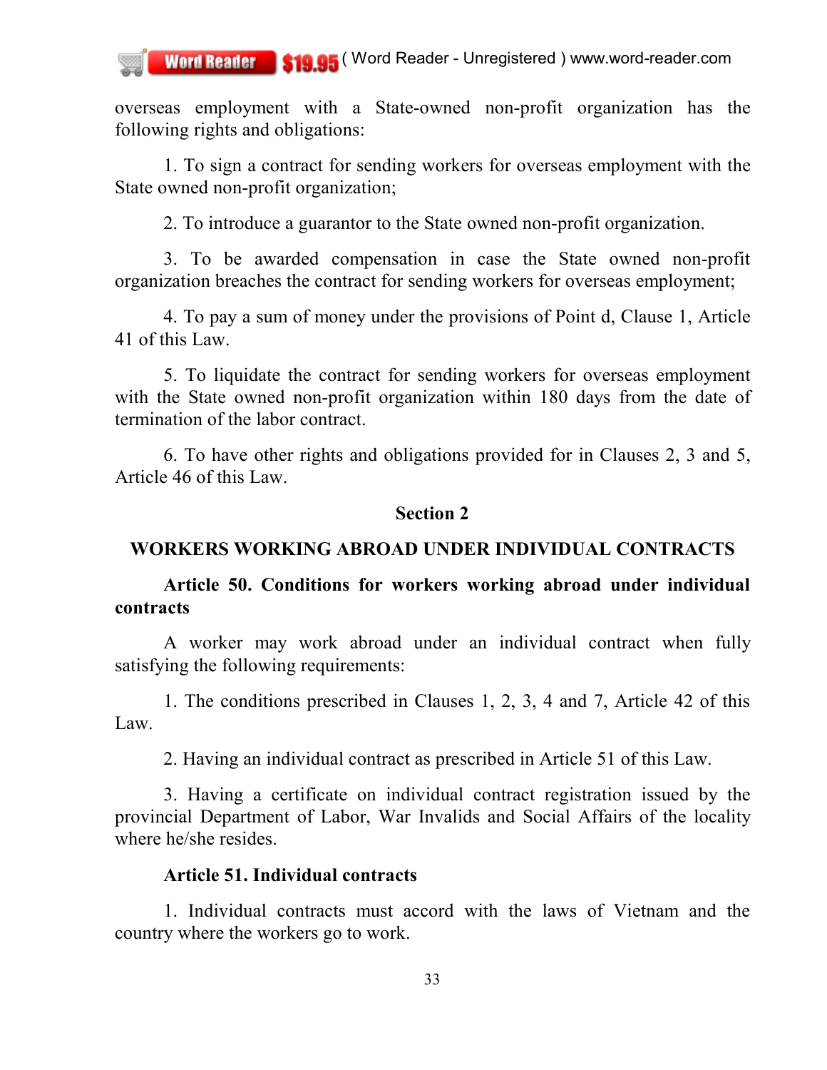overseas employment with a State-owned non-profit organization has the following rights and obligations:

1. To sign a contract for sending workers for overseas employment with the State owned non-profit organization;

2. To introduce a guarantor to the State owned non-profit organization.

3. To be awarded compensation in case the State owned non-profit organization breaches the contract for sending workers for overseas employment;

4. To pay a sum of money under the provisions of Point d, Clause 1, Article 41 of this Law.

5. To liquidate the contract for sending workers for overseas employment with the State owned non-profit organization within 180 days from the date of termination of the labor contract.

6. To have other rights and obligations provided for in Clauses 2, 3 and 5, Article 46 of this Law.

## Section 2

## WORKERS WORKING ABROAD UNDER INDIVIDUAL CONTRACTS

### Article 50. Conditions for workers working abroad under individual contracts

A worker may work abroad under an individual contract when fully satisfying the following requirements:

1. The conditions prescribed in Clauses 1, 2, 3, 4 and 7, Article 42 of this Law.

2. Having an individual contract as prescribed in Article 51 of this Law.

3. Having a certificate on individual contract registration issued by the provincial Department of Labor, War Invalids and Social Affairs of the locality where he/she resides.

### Article 51. Individual contracts

1. Individual contracts must accord with the laws of Vietnam and the country where the workers go to work.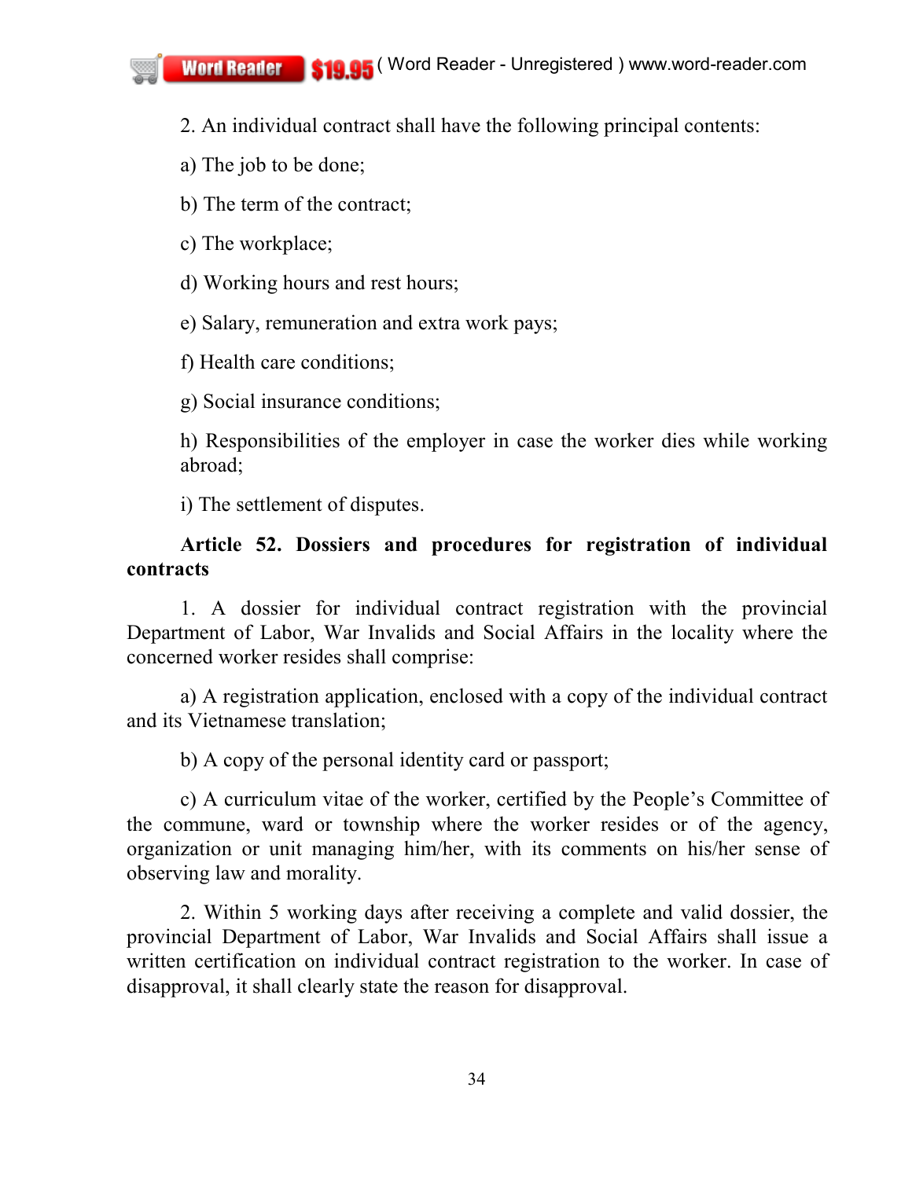2. An individual contract shall have the following principal contents:

a) The job to be done;

b) The term of the contract;

c) The workplace;

d) Working hours and rest hours;

e) Salary, remuneration and extra work pays;

f) Health care conditions;

g) Social insurance conditions;

h) Responsibilities of the employer in case the worker dies while working abroad;

i) The settlement of disputes.

**Article 52. Dossiers and procedures for registration of individual contracts**

1. A dossier for individual contract registration with the provincial Department of Labor, War Invalids and Social Affairs in the locality where the concerned worker resides shall comprise:

a) A registration application, enclosed with a copy of the individual contract and its Vietnamese translation;

b) A copy of the personal identity card or passport;

c) A curriculum vitae of the worker, certified by the People's Committee of the commune, ward or township where the worker resides or of the agency, organization or unit managing him/her, with its comments on his/her sense of observing law and morality.

2. Within 5 working days after receiving a complete and valid dossier, the provincial Department of Labor, War Invalids and Social Affairs shall issue a written certification on individual contract registration to the worker. In case of disapproval, it shall clearly state the reason for disapproval.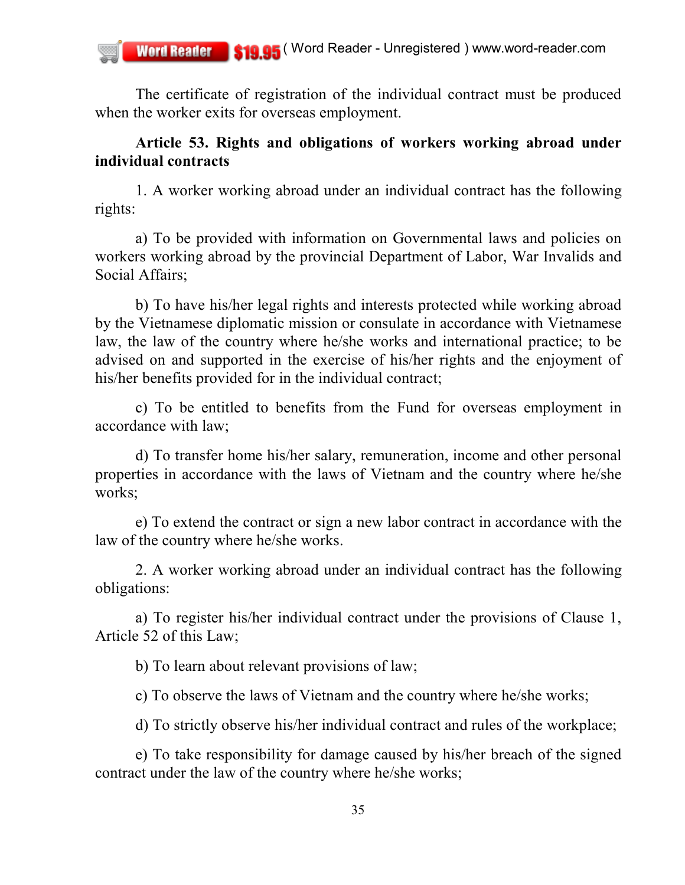The certificate of registration of the individual contract must be produced when the worker exits for overseas employment.

**Article 53. Rights and obligations of workers working abroad under individual contracts**

1. A worker working abroad under an individual contract has the following rights:

a) To be provided with information on Governmental laws and policies on workers working abroad by the provincial Department of Labor, War Invalids and Social Affairs;

b) To have his/her legal rights and interests protected while working abroad by the Vietnamese diplomatic mission or consulate in accordance with Vietnamese law, the law of the country where he/she works and international practice; to be advised on and supported in the exercise of his/her rights and the enjoyment of his/her benefits provided for in the individual contract;

c) To be entitled to benefits from the Fund for overseas employment in accordance with law;

d) To transfer home his/her salary, remuneration, income and other personal properties in accordance with the laws of Vietnam and the country where he/she works;

e) To extend the contract or sign a new labor contract in accordance with the law of the country where he/she works.

2. A worker working abroad under an individual contract has the following obligations:

a) To register his/her individual contract under the provisions of Clause 1, Article 52 of this Law;

b) To learn about relevant provisions of law;

c) To observe the laws of Vietnam and the country where he/she works;

d) To strictly observe his/her individual contract and rules of the workplace;

e) To take responsibility for damage caused by his/her breach of the signed contract under the law of the country where he/she works;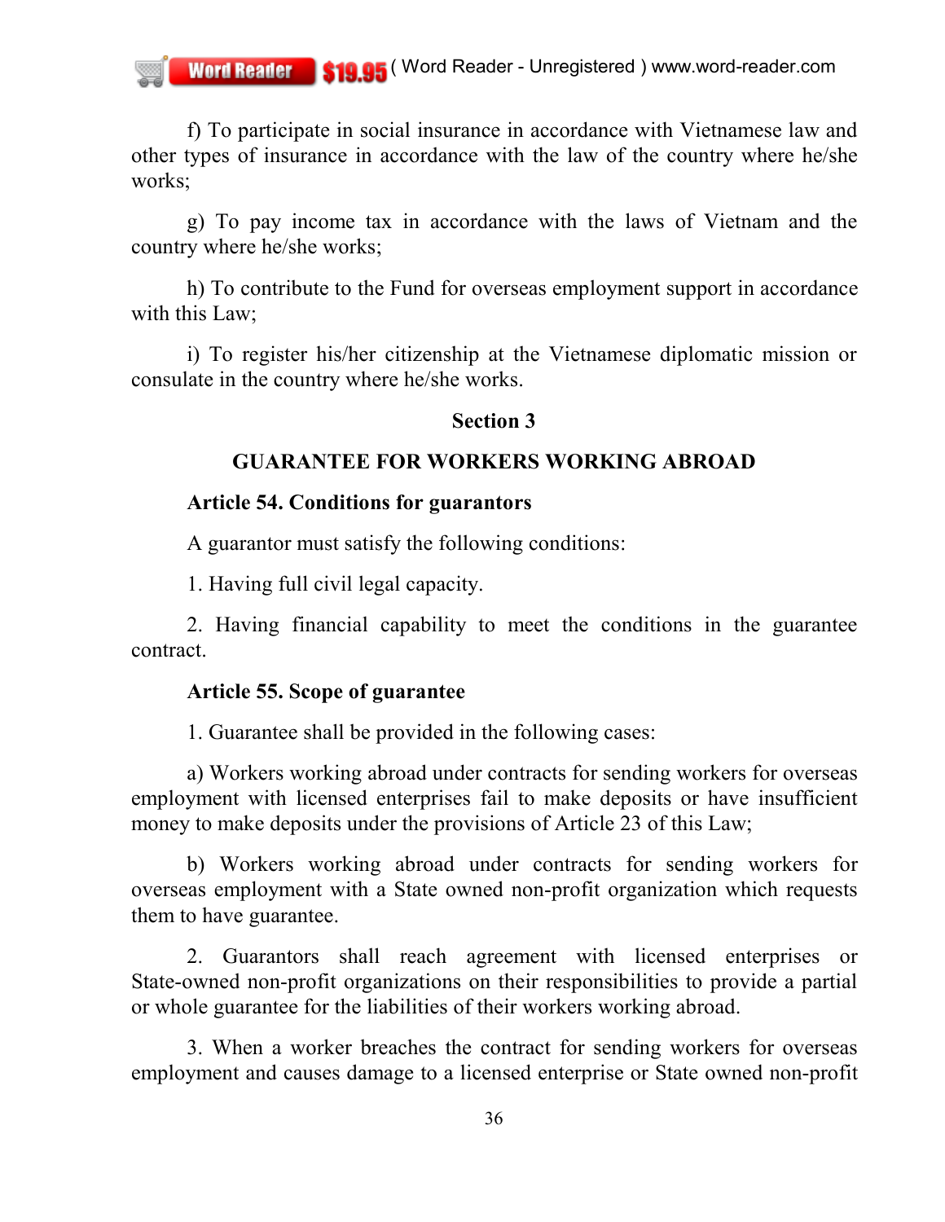f) To participate in social insurance in accordance with Vietnamese law and other types of insurance in accordance with the law of the country where he/she works;

g) To pay income tax in accordance with the laws of Vietnam and the country where he/she works;

h) To contribute to the Fund for overseas employment support in accordance with this Law;

i) To register his/her citizenship at the Vietnamese diplomatic mission or consulate in the country where he/she works.

## Section 3

## GUARANTEE FOR WORKERS WORKING ABROAD

### Article 54. Conditions for guarantors

A guarantor must satisfy the following conditions:

1. Having full civil legal capacity.

2. Having financial capability to meet the conditions in the guarantee contract.

### Article 55. Scope of guarantee

1. Guarantee shall be provided in the following cases:

a) Workers working abroad under contracts for sending workers for overseas employment with licensed enterprises fail to make deposits or have insufficient money to make deposits under the provisions of Article 23 of this Law;

b) Workers working abroad under contracts for sending workers for overseas employment with a State owned non-profit organization which requests them to have guarantee.

2. Guarantors shall reach agreement with licensed enterprises or State-owned non-profit organizations on their responsibilities to provide a partial or whole guarantee for the liabilities of their workers working abroad.

3. When a worker breaches the contract for sending workers for overseas employment and causes damage to a licensed enterprise or State owned non-profit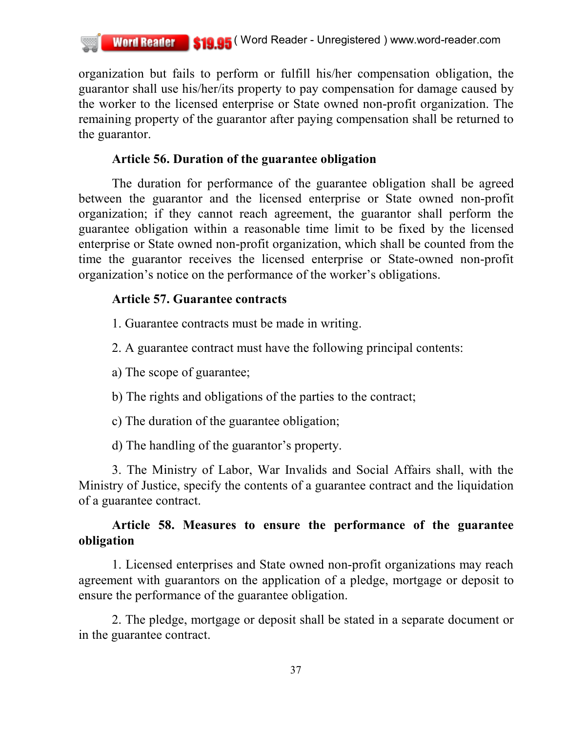organization but fails to perform or fulfill his/her compensation obligation, the guarantor shall use his/her/its property to pay compensation for damage caused by the worker to the licensed enterprise or State owned non-profit organization. The remaining property of the guarantor after paying compensation shall be returned to the guarantor.

**Article 56. Duration of the guarantee obligation**

The duration for performance of the guarantee obligation shall be agreed between the guarantor and the licensed enterprise or State owned non-profit organization; if they cannot reach agreement, the guarantor shall perform the guarantee obligation within a reasonable time limit to be fixed by the licensed enterprise or State owned non-profit organization, which shall be counted from the time the guarantor receives the licensed enterprise or State-owned non-profit organization's notice on the performance of the worker's obligations.

**Article 57. Guarantee contracts**

1. Guarantee contracts must be made in writing.

2. A guarantee contract must have the following principal contents:

a) The scope of guarantee;

b) The rights and obligations of the parties to the contract;

c) The duration of the guarantee obligation;

d) The handling of the guarantor's property.

3. The Ministry of Labor, War Invalids and Social Affairs shall, with the Ministry of Justice, specify the contents of a guarantee contract and the liquidation of a guarantee contract.

**Article 58. Measures to ensure the performance of the guarantee obligation**

1. Licensed enterprises and State owned non-profit organizations may reach agreement with guarantors on the application of a pledge, mortgage or deposit to ensure the performance of the guarantee obligation.

2. The pledge, mortgage or deposit shall be stated in a separate document or in the guarantee contract.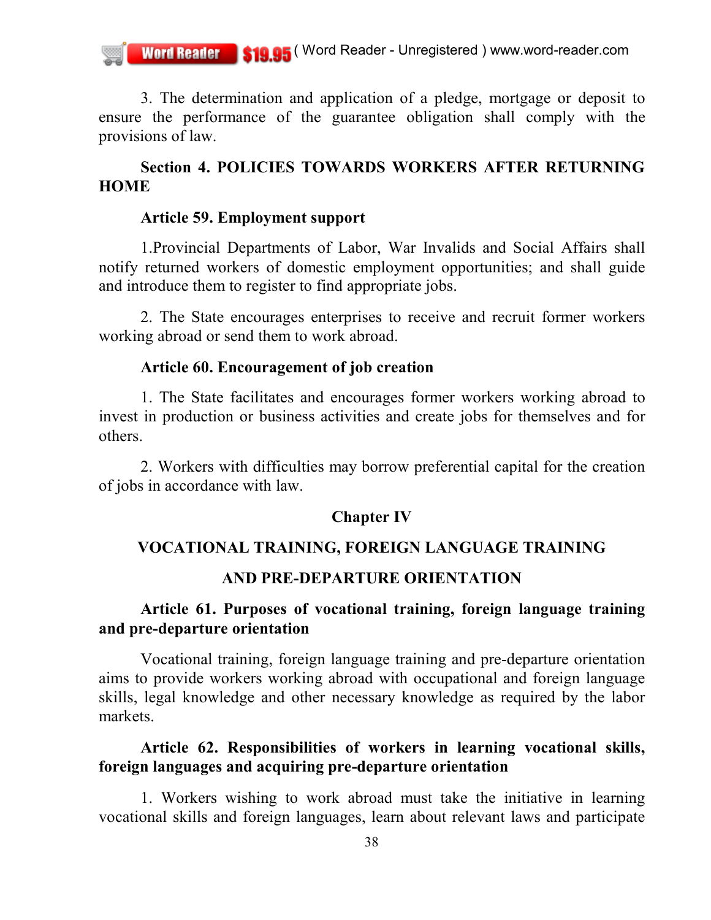3. The determination and application of a pledge, mortgage or deposit to ensure the performance of the guarantee obligation shall comply with the provisions of law.

### Section 4. POLICIES TOWARDS WORKERS AFTER RETURNING HOME

#### Article 59. Employment support

1.Provincial Departments of Labor, War Invalids and Social Affairs shall notify returned workers of domestic employment opportunities; and shall guide and introduce them to register to find appropriate jobs.

2. The State encourages enterprises to receive and recruit former workers working abroad or send them to work abroad.

#### Article 60. Encouragement of job creation

1. The State facilitates and encourages former workers working abroad to invest in production or business activities and create jobs for themselves and for others.

2. Workers with difficulties may borrow preferential capital for the creation of jobs in accordance with law.

## Chapter IV

## VOCATIONAL TRAINING, FOREIGN LANGUAGE TRAINING AND PRE-DEPARTURE ORIENTATION

#### Article 61. Purposes of vocational training, foreign language training and pre-departure orientation

Vocational training, foreign language training and pre-departure orientation aims to provide workers working abroad with occupational and foreign language skills, legal knowledge and other necessary knowledge as required by the labor markets.

#### Article 62. Responsibilities of workers in learning vocational skills, foreign languages and acquiring pre-departure orientation

1. Workers wishing to work abroad must take the initiative in learning vocational skills and foreign languages, learn about relevant laws and participate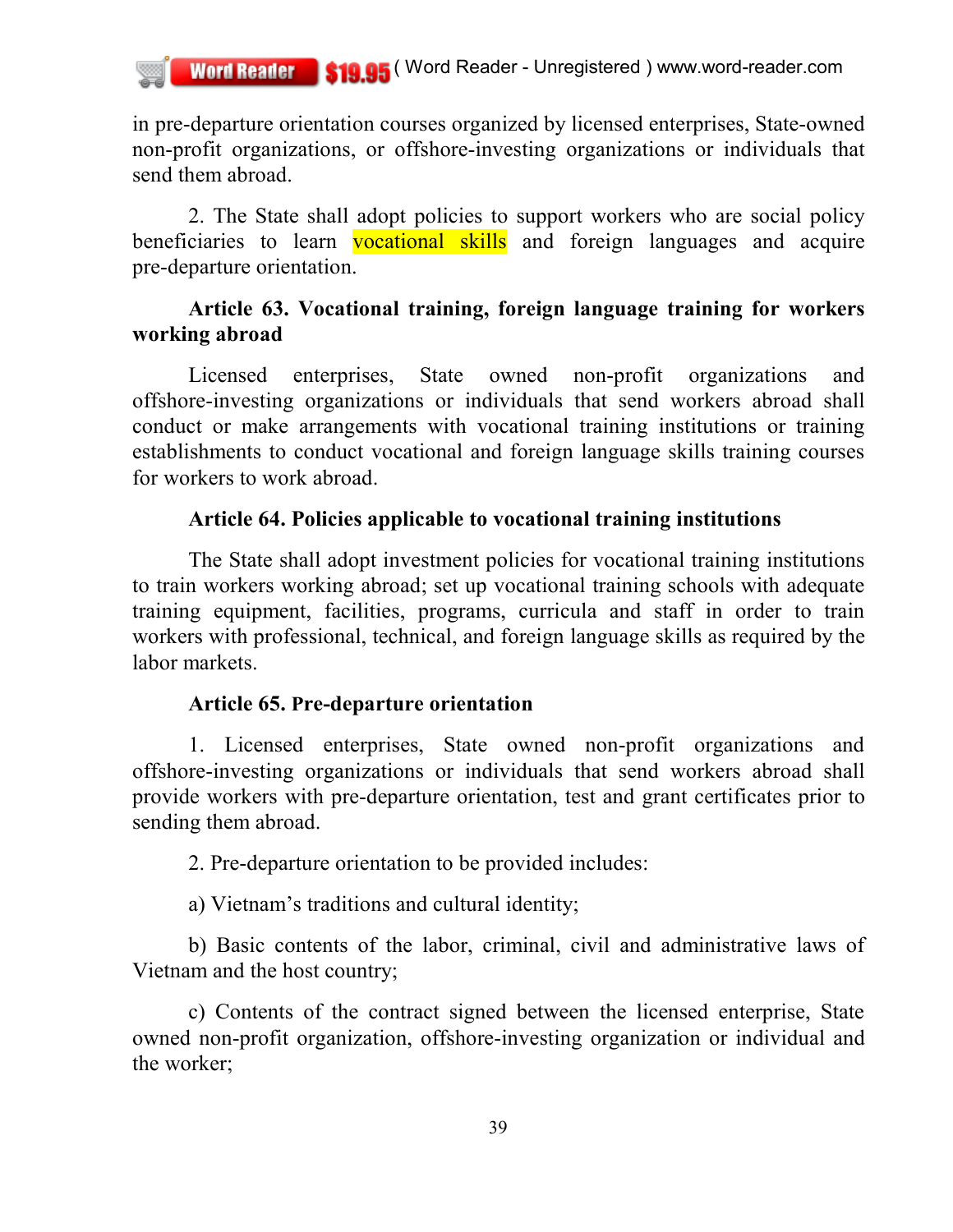in pre-departure orientation courses organized by licensed enterprises, State-owned non-profit organizations, or offshore-investing organizations or individuals that send them abroad.

2. The State shall adopt policies to support workers who are social policy beneficiaries to learn vocational skills and foreign languages and acquire pre-departure orientation.

**Article 63. Vocational training, foreign language training for workers working abroad**

Licensed enterprises, State owned non-profit organizations and offshore-investing organizations or individuals that send workers abroad shall conduct or make arrangements with vocational training institutions or training establishments to conduct vocational and foreign language skills training courses for workers to work abroad.

**Article 64. Policies applicable to vocational training institutions**

The State shall adopt investment policies for vocational training institutions to train workers working abroad; set up vocational training schools with adequate training equipment, facilities, programs, curricula and staff in order to train workers with professional, technical, and foreign language skills as required by the labor markets.

**Article 65. Pre-departure orientation**

1. Licensed enterprises, State owned non-profit organizations and offshore-investing organizations or individuals that send workers abroad shall provide workers with pre-departure orientation, test and grant certificates prior to sending them abroad.

2. Pre-departure orientation to be provided includes:

a) Vietnam's traditions and cultural identity;

b) Basic contents of the labor, criminal, civil and administrative laws of Vietnam and the host country;

c) Contents of the contract signed between the licensed enterprise, State owned non-profit organization, offshore-investing organization or individual and the worker;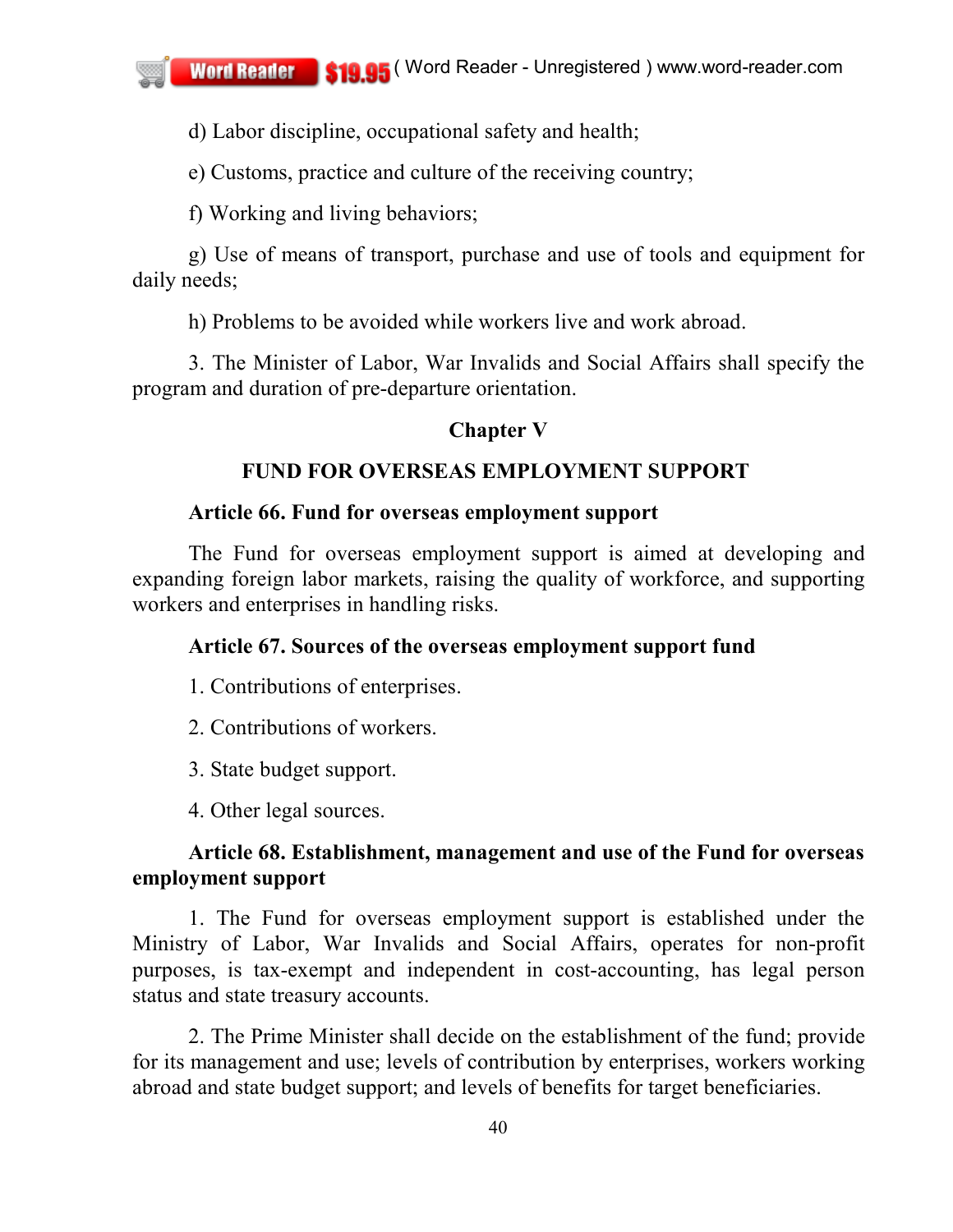d) Labor discipline, occupational safety and health;

e) Customs, practice and culture of the receiving country;

f) Working and living behaviors;

g) Use of means of transport, purchase and use of tools and equipment for daily needs;

h) Problems to be avoided while workers live and work abroad.

3. The Minister of Labor, War Invalids and Social Affairs shall specify the program and duration of pre-departure orientation.

## Chapter V

## FUND FOR OVERSEAS EMPLOYMENT SUPPORT

### Article 66. Fund for overseas employment support

The Fund for overseas employment support is aimed at developing and expanding foreign labor markets, raising the quality of workforce, and supporting workers and enterprises in handling risks.

### Article 67. Sources of the overseas employment support fund

1. Contributions of enterprises.

2. Contributions of workers.

3. State budget support.

4. Other legal sources.

### Article 68. Establishment, management and use of the Fund for overseas employment support

1. The Fund for overseas employment support is established under the Ministry of Labor, War Invalids and Social Affairs, operates for non-profit purposes, is tax-exempt and independent in cost-accounting, has legal person status and state treasury accounts.

2. The Prime Minister shall decide on the establishment of the fund; provide for its management and use; levels of contribution by enterprises, workers working abroad and state budget support; and levels of benefits for target beneficiaries.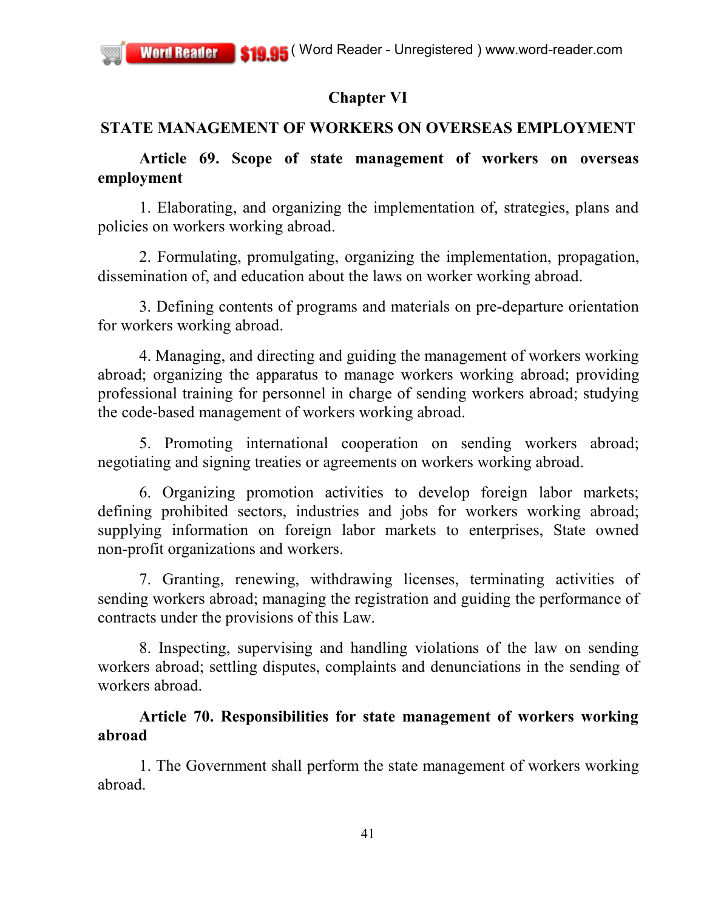## Chapter VI

## STATE MANAGEMENT OF WORKERS ON OVERSEAS EMPLOYMENT

### Article 69. Scope of state management of workers on overseas employment

1. Elaborating, and organizing the implementation of, strategies, plans and policies on workers working abroad.

2. Formulating, promulgating, organizing the implementation, propagation, dissemination of, and education about the laws on worker working abroad.

3. Defining contents of programs and materials on pre-departure orientation for workers working abroad.

4. Managing, and directing and guiding the management of workers working abroad; organizing the apparatus to manage workers working abroad; providing professional training for personnel in charge of sending workers abroad; studying the code-based management of workers working abroad.

5. Promoting international cooperation on sending workers abroad; negotiating and signing treaties or agreements on workers working abroad.

6. Organizing promotion activities to develop foreign labor markets; defining prohibited sectors, industries and jobs for workers working abroad; supplying information on foreign labor markets to enterprises, State owned non-profit organizations and workers.

7. Granting, renewing, withdrawing licenses, terminating activities of sending workers abroad; managing the registration and guiding the performance of contracts under the provisions of this Law.

8. Inspecting, supervising and handling violations of the law on sending workers abroad; settling disputes, complaints and denunciations in the sending of workers abroad.

### Article 70. Responsibilities for state management of workers working abroad

1. The Government shall perform the state management of workers working abroad.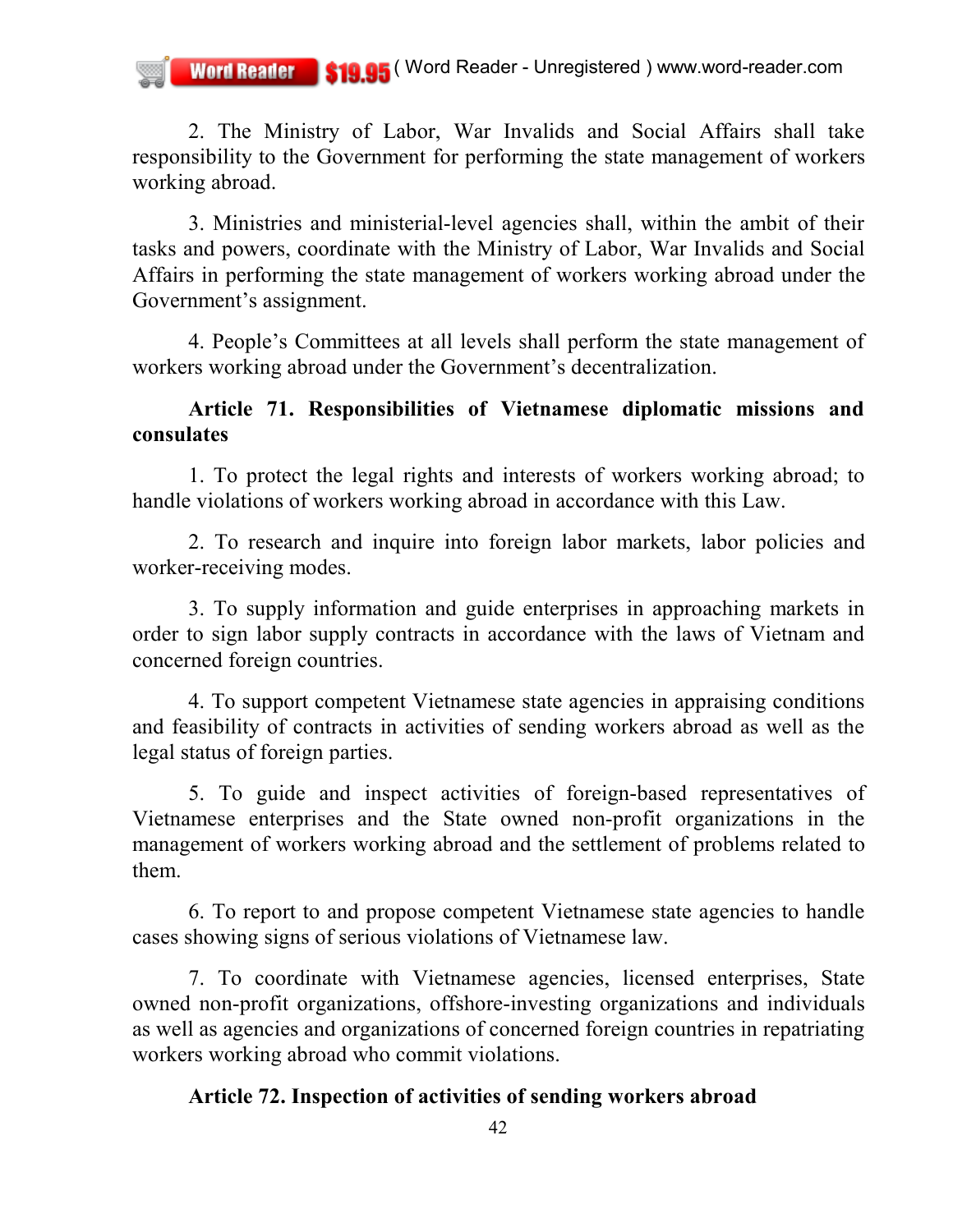2. The Ministry of Labor, War Invalids and Social Affairs shall take responsibility to the Government for performing the state management of workers working abroad.

3. Ministries and ministerial-level agencies shall, within the ambit of their tasks and powers, coordinate with the Ministry of Labor, War Invalids and Social Affairs in performing the state management of workers working abroad under the Government's assignment.

4. People's Committees at all levels shall perform the state management of workers working abroad under the Government's decentralization.

**Article 71. Responsibilities of Vietnamese diplomatic missions and consulates**

1. To protect the legal rights and interests of workers working abroad; to handle violations of workers working abroad in accordance with this Law.

2. To research and inquire into foreign labor markets, labor policies and worker-receiving modes.

3. To supply information and guide enterprises in approaching markets in order to sign labor supply contracts in accordance with the laws of Vietnam and concerned foreign countries.

4. To support competent Vietnamese state agencies in appraising conditions and feasibility of contracts in activities of sending workers abroad as well as the legal status of foreign parties.

5. To guide and inspect activities of foreign-based representatives of Vietnamese enterprises and the State owned non-profit organizations in the management of workers working abroad and the settlement of problems related to them.

6. To report to and propose competent Vietnamese state agencies to handle cases showing signs of serious violations of Vietnamese law.

7. To coordinate with Vietnamese agencies, licensed enterprises, State owned non-profit organizations, offshore-investing organizations and individuals as well as agencies and organizations of concerned foreign countries in repatriating workers working abroad who commit violations.

**Article 72. Inspection of activities of sending workers abroad**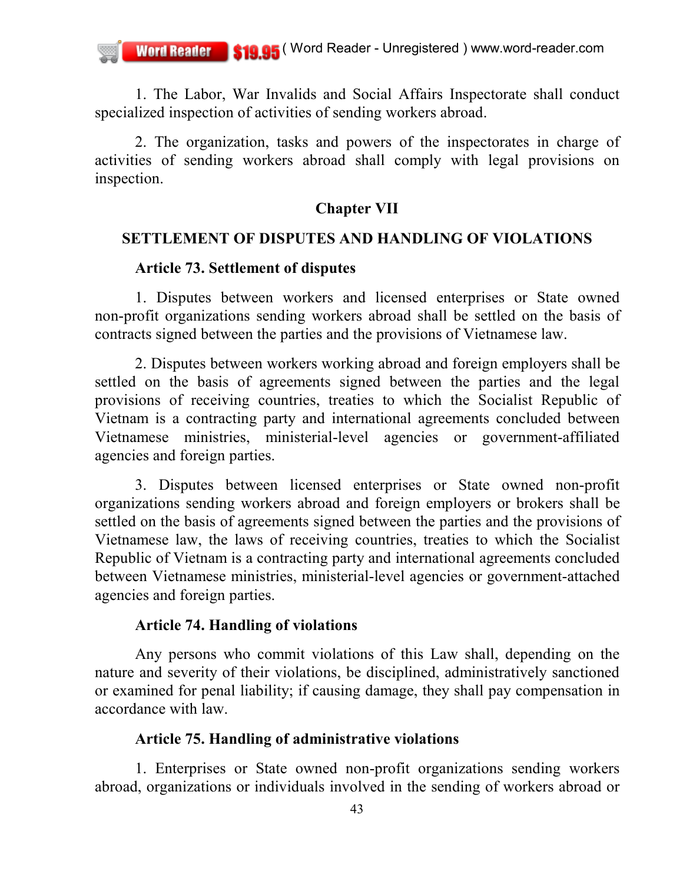1. The Labor, War Invalids and Social Affairs Inspectorate shall conduct specialized inspection of activities of sending workers abroad.

2. The organization, tasks and powers of the inspectorates in charge of activities of sending workers abroad shall comply with legal provisions on inspection.

## Chapter VII

## SETTLEMENT OF DISPUTES AND HANDLING OF VIOLATIONS

### Article 73. Settlement of disputes

1. Disputes between workers and licensed enterprises or State owned non-profit organizations sending workers abroad shall be settled on the basis of contracts signed between the parties and the provisions of Vietnamese law.

2. Disputes between workers working abroad and foreign employers shall be settled on the basis of agreements signed between the parties and the legal provisions of receiving countries, treaties to which the Socialist Republic of Vietnam is a contracting party and international agreements concluded between Vietnamese ministries, ministerial-level agencies or government-affiliated agencies and foreign parties.

3. Disputes between licensed enterprises or State owned non-profit organizations sending workers abroad and foreign employers or brokers shall be settled on the basis of agreements signed between the parties and the provisions of Vietnamese law, the laws of receiving countries, treaties to which the Socialist Republic of Vietnam is a contracting party and international agreements concluded between Vietnamese ministries, ministerial-level agencies or government-attached agencies and foreign parties.

### Article 74. Handling of violations

Any persons who commit violations of this Law shall, depending on the nature and severity of their violations, be disciplined, administratively sanctioned or examined for penal liability; if causing damage, they shall pay compensation in accordance with law.

### Article 75. Handling of administrative violations

1. Enterprises or State owned non-profit organizations sending workers abroad, organizations or individuals involved in the sending of workers abroad or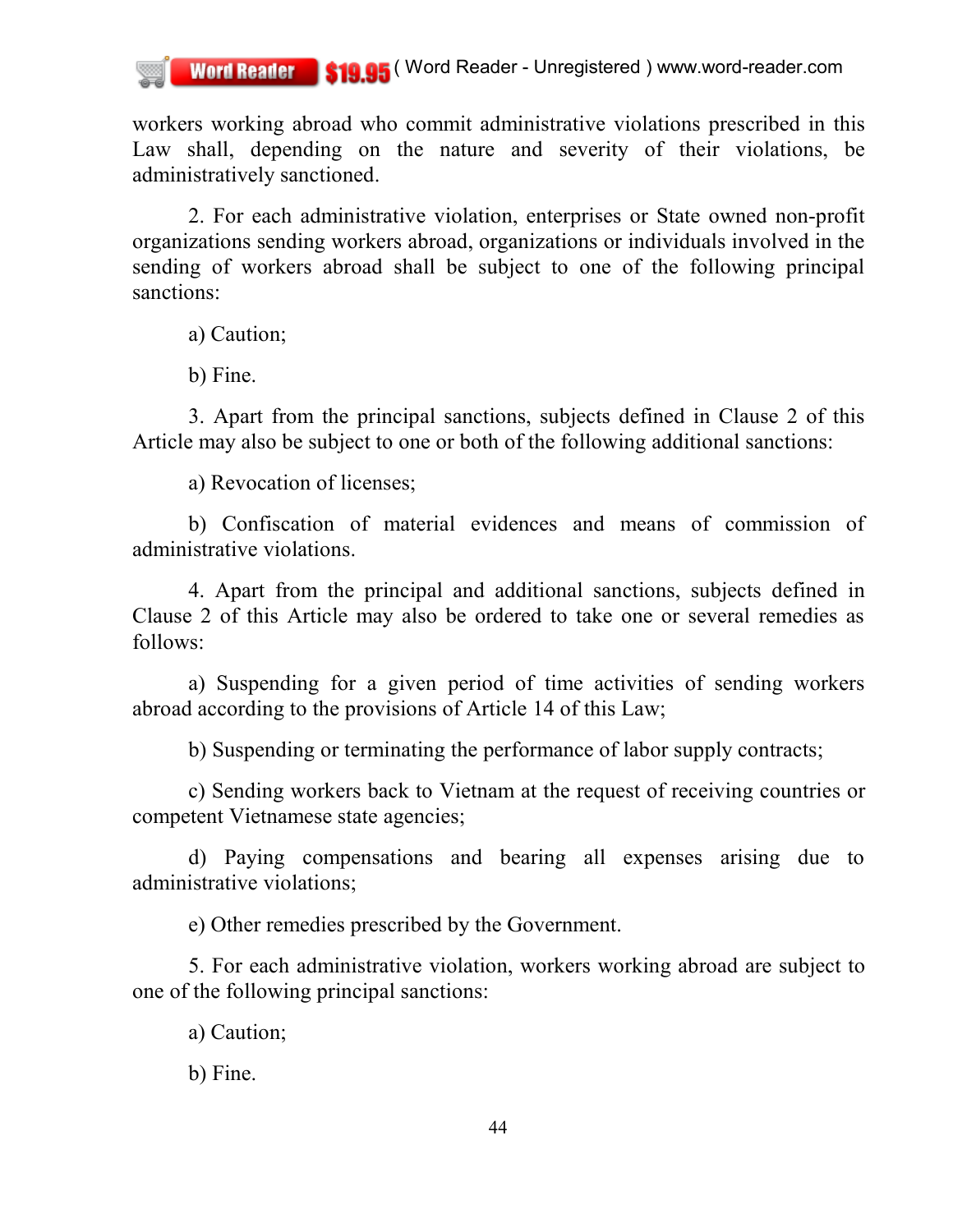workers working abroad who commit administrative violations prescribed in this Law shall, depending on the nature and severity of their violations, be administratively sanctioned.

2. For each administrative violation, enterprises or State owned non-profit organizations sending workers abroad, organizations or individuals involved in the sending of workers abroad shall be subject to one of the following principal sanctions:

a) Caution;

b) Fine.

3. Apart from the principal sanctions, subjects defined in Clause 2 of this Article may also be subject to one or both of the following additional sanctions:

a) Revocation of licenses;

b) Confiscation of material evidences and means of commission of administrative violations.

4. Apart from the principal and additional sanctions, subjects defined in Clause 2 of this Article may also be ordered to take one or several remedies as follows:

a) Suspending for a given period of time activities of sending workers abroad according to the provisions of Article 14 of this Law;

b) Suspending or terminating the performance of labor supply contracts;

c) Sending workers back to Vietnam at the request of receiving countries or competent Vietnamese state agencies;

d) Paying compensations and bearing all expenses arising due to administrative violations;

e) Other remedies prescribed by the Government.

5. For each administrative violation, workers working abroad are subject to one of the following principal sanctions:

a) Caution;

b) Fine.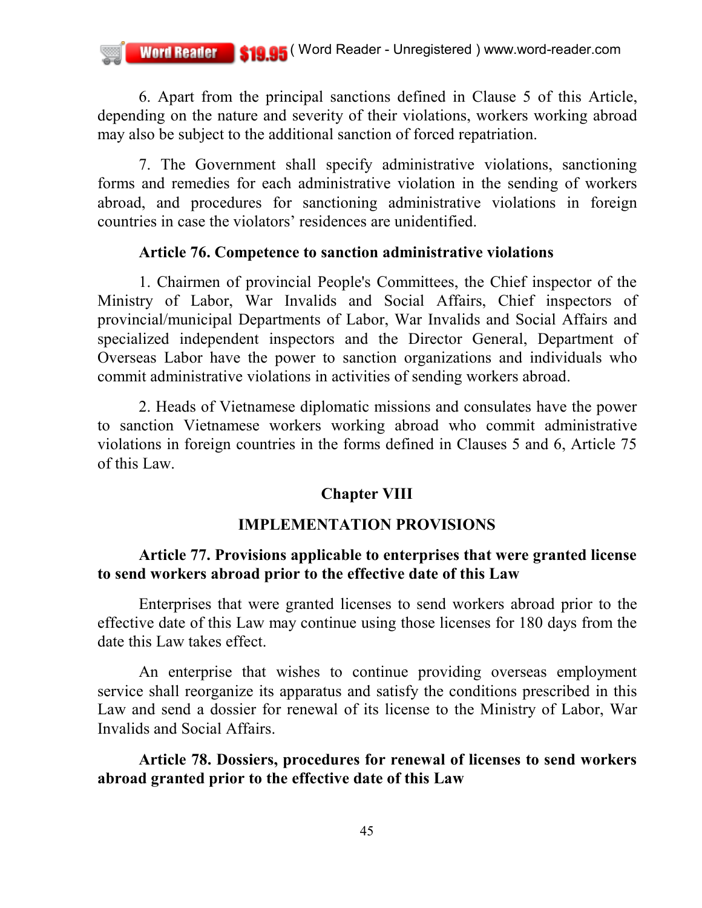6. Apart from the principal sanctions defined in Clause 5 of this Article, depending on the nature and severity of their violations, workers working abroad may also be subject to the additional sanction of forced repatriation.

7. The Government shall specify administrative violations, sanctioning forms and remedies for each administrative violation in the sending of workers abroad, and procedures for sanctioning administrative violations in foreign countries in case the violators' residences are unidentified.

**Article 76. Competence to sanction administrative violations**

1. Chairmen of provincial People's Committees, the Chief inspector of the Ministry of Labor, War Invalids and Social Affairs, Chief inspectors of provincial/municipal Departments of Labor, War Invalids and Social Affairs and specialized independent inspectors and the Director General, Department of Overseas Labor have the power to sanction organizations and individuals who commit administrative violations in activities of sending workers abroad.

2. Heads of Vietnamese diplomatic missions and consulates have the power to sanction Vietnamese workers working abroad who commit administrative violations in foreign countries in the forms defined in Clauses 5 and 6, Article 75 of this Law.

## Chapter VIII

## IMPLEMENTATION PROVISIONS

**Article 77. Provisions applicable to enterprises that were granted license to send workers abroad prior to the effective date of this Law**

Enterprises that were granted licenses to send workers abroad prior to the effective date of this Law may continue using those licenses for 180 days from the date this Law takes effect.

An enterprise that wishes to continue providing overseas employment service shall reorganize its apparatus and satisfy the conditions prescribed in this Law and send a dossier for renewal of its license to the Ministry of Labor, War Invalids and Social Affairs.

**Article 78. Dossiers, procedures for renewal of licenses to send workers abroad granted prior to the effective date of this Law**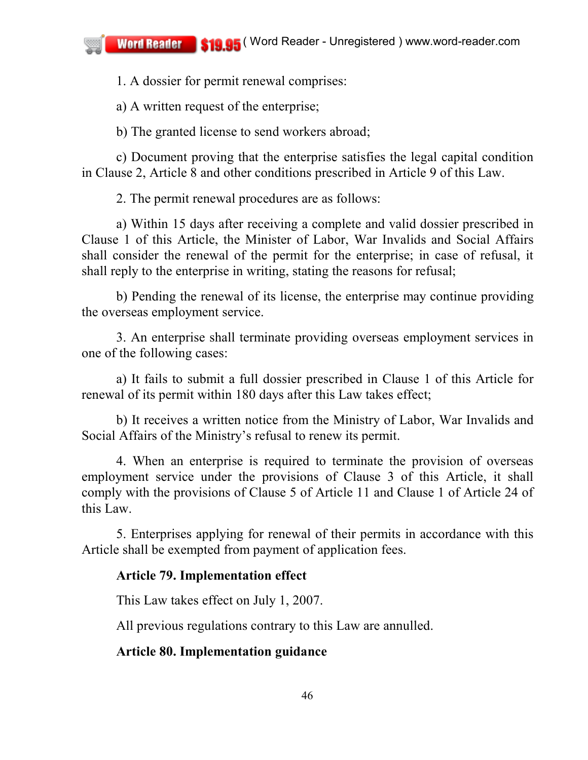1. A dossier for permit renewal comprises:

a) A written request of the enterprise;

b) The granted license to send workers abroad;

c) Document proving that the enterprise satisfies the legal capital condition in Clause 2, Article 8 and other conditions prescribed in Article 9 of this Law.

2. The permit renewal procedures are as follows:

a) Within 15 days after receiving a complete and valid dossier prescribed in Clause 1 of this Article, the Minister of Labor, War Invalids and Social Affairs shall consider the renewal of the permit for the enterprise; in case of refusal, it shall reply to the enterprise in writing, stating the reasons for refusal;

b) Pending the renewal of its license, the enterprise may continue providing the overseas employment service.

3. An enterprise shall terminate providing overseas employment services in one of the following cases:

a) It fails to submit a full dossier prescribed in Clause 1 of this Article for renewal of its permit within 180 days after this Law takes effect;

b) It receives a written notice from the Ministry of Labor, War Invalids and Social Affairs of the Ministry's refusal to renew its permit.

4. When an enterprise is required to terminate the provision of overseas employment service under the provisions of Clause 3 of this Article, it shall comply with the provisions of Clause 5 of Article 11 and Clause 1 of Article 24 of this Law.

5. Enterprises applying for renewal of their permits in accordance with this Article shall be exempted from payment of application fees.

**Article 79. Implementation effect**

This Law takes effect on July 1, 2007.

All previous regulations contrary to this Law are annulled.

**Article 80. Implementation guidance**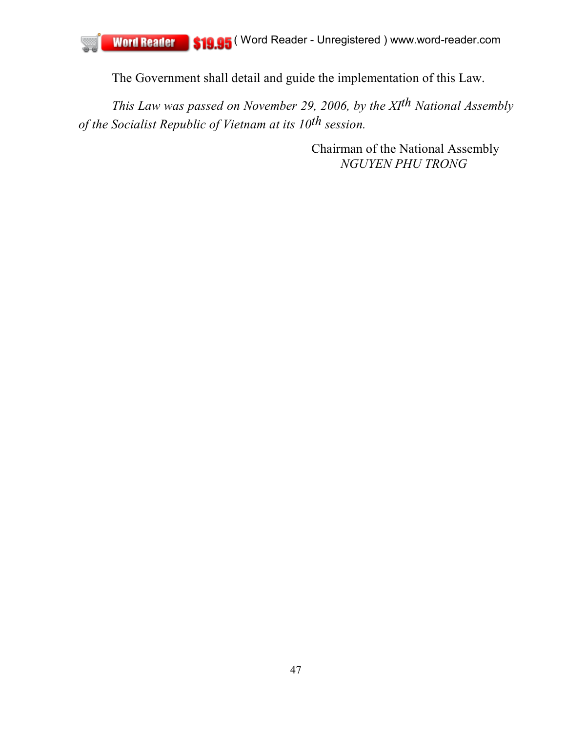The Government shall detail and guide the implementation of this Law.

*This Law was passed on November 29, 2006, by the XIth National Assembly of the Socialist Republic of Vietnam at its 10th session.*

Chairman of the National Assembly
*NGUYEN PHU TRONG*